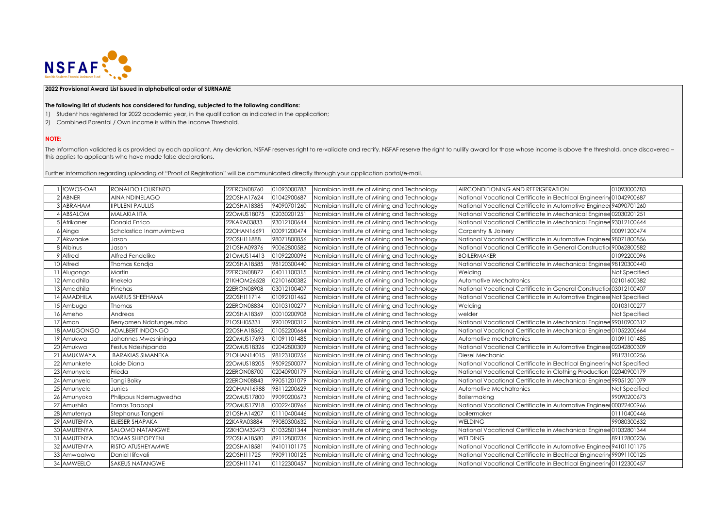NSFAF
Namibia Students Financial Assistance Fund

**2022 Provisional Award List issued in alphabetical order of SURNAME**

**The following list of students has considered for funding, subjected to the following conditions:**

1) Student has registered for 2022 academic year, in the qualification as indicated in the application;
2) Combined Parental / Own income is within the Income Threshold.

**NOTE:**

The information validated is as provided by each applicant. Any deviation, NSFAF reserves right to re-validate and rectify. NSFAF reserve the right to nullify award for those whose income is above the threshold, once discovered – this applies to applicants who have made false declarations.

Further information regarding uploading of "Proof of Registration" will be communicated directly through your application portal/e-mail.

| | | | | | | | |
|---|---|---|---|---|---|---|---|
| 1 | !OWOS-OAB | RONALDO LOURENZO | 22ERON08760 | 01093000783 | Namibian Institute of Mining and Technology | AIRCONDITIONING AND REFRIGERATION | 01093000783 |
| 2 | ABNER | AINA NDINELAGO | 22OSHA17624 | 01042900687 | Namibian Institute of Mining and Technology | National Vocational Certificate in Electrical Engineerin | 01042900687 |
| 3 | ABRAHAM | IIPULENI PAULUS | 22OSHA18385 | 94090701260 | Namibian Institute of Mining and Technology | National Vocational Certificate in Automotive Engineer | 94090701260 |
| 4 | ABSALOM | MALAKIA IITA | 22OMUS18075 | 02030201251 | Namibian Institute of Mining and Technology | National Vocational Certificate in Mechanical Enginee | 02030201251 |
| 5 | Afrikaner | Donald Enrico | 22KARA03833 | 93012100644 | Namibian Institute of Mining and Technology | National Vocational Certificate in Mechanical Enginee | 93012100644 |
| 6 | Ainga | Scholastica Inamuvimbwa | 22OHAN16691 | 00091200474 | Namibian Institute of Mining and Technology | Carpentry & Joinery | 00091200474 |
| 7 | Akwaake | Jason | 22OSHI11888 | 98071800856 | Namibian Institute of Mining and Technology | National Vocational Certificate in Automotive Engineer | 98071800856 |
| 8 | Albinus | Jason | 21OSHA09376 | 90062800582 | Namibian Institute of Mining and Technology | National Vocational Certificate in General Constructio | 90062800582 |
| 9 | Alfred | Alfred Fendeliko | 21OMUS14413 | 01092200096 | Namibian Institute of Mining and Technology | BOILERMAKER | 01092200096 |
| 10 | Alfred | Thomas Kondja | 22OSHA18585 | 98120300440 | Namibian Institute of Mining and Technology | National Vocational Certificate in Mechanical Enginee | 98120300440 |
| 11 | Alugongo | Martin | 22ERON08872 | 04011100315 | Namibian Institute of Mining and Technology | Welding | Not Specified |
| 12 | Amadhila | Iinekela | 21KHOM26528 | 02101600382 | Namibian Institute of Mining and Technology | Automotive Mechatronics | 02101600382 |
| 13 | Amadhila | Pinehas | 22ERON08908 | 03012100407 | Namibian Institute of Mining and Technology | National Vocational Certificate in General Constructio | 03012100407 |
| 14 | AMADHILA | MARIUS SHEEHAMA | 22OSHI11714 | 01092101462 | Namibian Institute of Mining and Technology | National Vocational Certificate in Automotive Engineer | Not Specified |
| 15 | Ambuga | Thomas | 22ERON08834 | 00103100277 | Namibian Institute of Mining and Technology | Welding | 00103100277 |
| 16 | Ameho | Andreas | 22OSHA18369 | 00010200908 | Namibian Institute of Mining and Technology | welder | Not Specified |
| 17 | Amon | Benyamen Ndatungeumbo | 21OSHI05331 | 99010900312 | Namibian Institute of Mining and Technology | National Vocational Certificate in Mechanical Enginee | 99010900312 |
| 18 | AMUGONGO | ADALBERT INDONGO | 22OSHA18562 | 01052200664 | Namibian Institute of Mining and Technology | National Vocational Certificate in Mechanical Enginee | 01052200664 |
| 19 | Amukwa | Johannes Mweshininga | 22OMUS17693 | 01091101485 | Namibian Institute of Mining and Technology | Automotive mechatronics | 01091101485 |
| 20 | Amukwa | Festus Ndeshipanda | 22OMUS18326 | 02042800309 | Namibian Institute of Mining and Technology | National Vocational Certificate in Automotive Engineer | 02042800309 |
| 21 | AMUKWAYA | BARAKIAS SIMANEKA | 21OHAN14015 | 98123100256 | Namibian Institute of Mining and Technology | Diesel Mechanic | 98123100256 |
| 22 | Amunkete | Loide Diana | 22OMUS18205 | 95092500077 | Namibian Institute of Mining and Technology | National Vocational Certificate in Electrical Engineerin | Not Specified |
| 23 | Amunyela | Frieda | 22ERON08700 | 02040900179 | Namibian Institute of Mining and Technology | National Vocational Certificate in Clothing Production | 02040900179 |
| 24 | Amunyela | Tangi Boiky | 22ERON08843 | 99051201079 | Namibian Institute of Mining and Technology | National Vocational Certificate in Mechanical Enginee | 99051201079 |
| 25 | Amunyela | Junias | 22OHAN16988 | 98112200629 | Namibian Institute of Mining and Technology | Automotive Mechatronics | Not Specified |
| 26 | Amunyoko | Philippus Ndemugwedha | 22OMUS17800 | 99090200673 | Namibian Institute of Mining and Technology | Boilermaking | 99090200673 |
| 27 | Amushila | Tomas Taapopi | 22OMUS17918 | 00022400966 | Namibian Institute of Mining and Technology | National Vocational Certificate in Automotive Engineer | 00022400966 |
| 28 | Amutenya | Stephanus Tangeni | 21OSHA14207 | 01110400446 | Namibian Institute of Mining and Technology | boilermaker | 01110400446 |
| 29 | AMUTENYA | ELIESER SHAPAKA | 22KARA03884 | 99080300632 | Namibian Institute of Mining and Technology | WELDING | 99080300632 |
| 30 | AMUTENYA | SALOMO NATANGWE | 22KHOM32473 | 01032801344 | Namibian Institute of Mining and Technology | National Vocational Certificate in Mechanical Enginee | 01032801344 |
| 31 | AMUTENYA | TOMAS SHIPOPYENI | 22OSHA18580 | 89112800236 | Namibian Institute of Mining and Technology | WELDING | 89112800236 |
| 32 | AMUTENYA | RISTO ATUSHEYAMWE | 22OSHA18581 | 94101101175 | Namibian Institute of Mining and Technology | National Vocational Certificate in Automotive Engineer | 94101101175 |
| 33 | Amwaalwa | Daniel Ilifavali | 22OSHI11725 | 99091100125 | Namibian Institute of Mining and Technology | National Vocational Certificate in Electrical Engineerin | 99091100125 |
| 34 | AMWEELO | SAKEUS NATANGWE | 22OSHI11741 | 01122300457 | Namibian Institute of Mining and Technology | National Vocational Certificate in Electrical Engineerin | 01122300457 |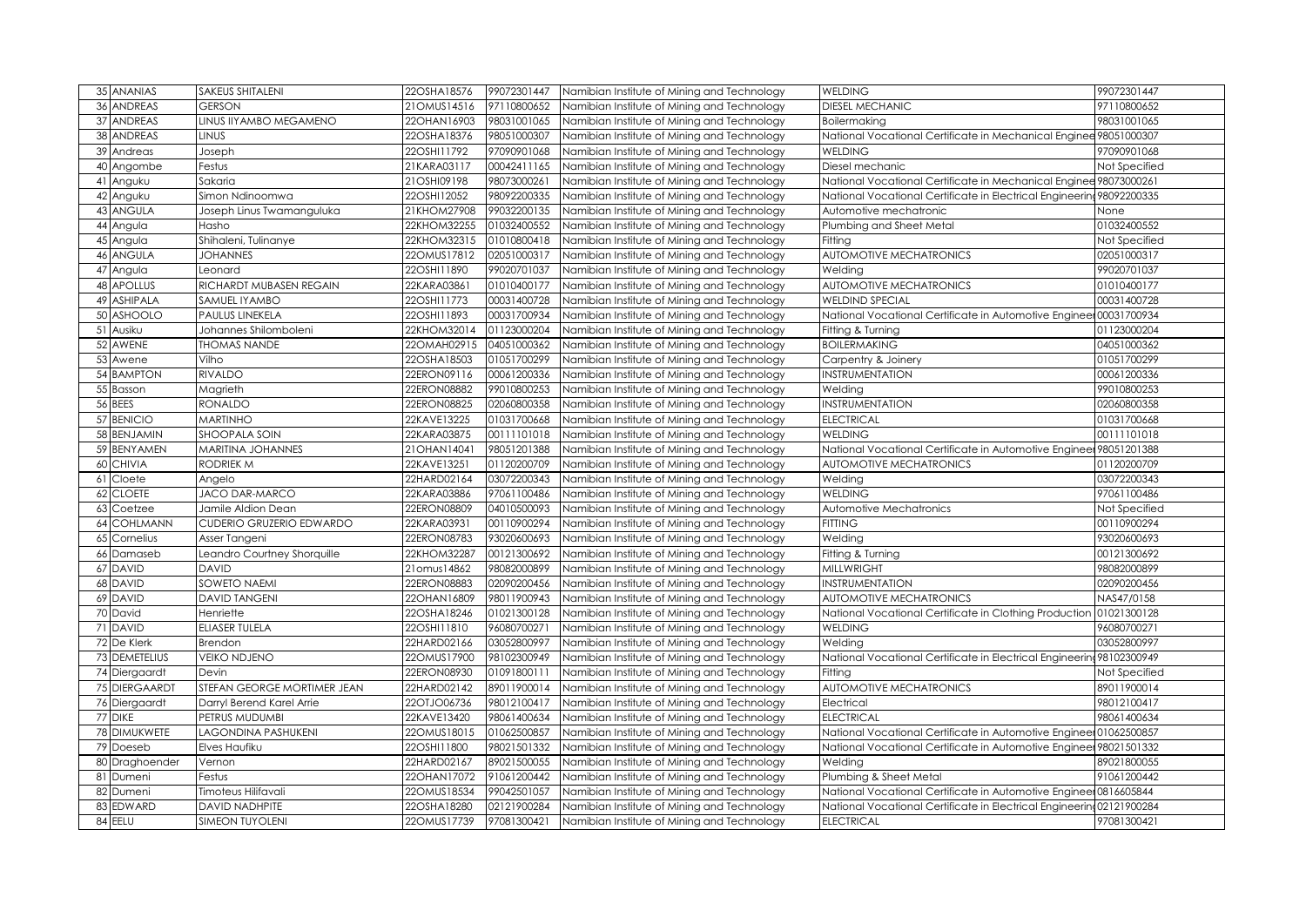| 35 | ANANIAS | SAKEUS SHITALENI | 22OSHA18576 | 99072301447 | Namibian Institute of Mining and Technology | WELDING | 99072301447 |
|---|---|---|---|---|---|---|---|
| 36 | ANDREAS | GERSON | 21OMUS14516 | 97110800652 | Namibian Institute of Mining and Technology | DIESEL MECHANIC | 97110800652 |
| 37 | ANDREAS | LINUS IIYAMBO MEGAMENO | 22OHAN16903 | 98031001065 | Namibian Institute of Mining and Technology | Boilermaking | 98031001065 |
| 38 | ANDREAS | LINUS | 22OSHA18376 | 98051000307 | Namibian Institute of Mining and Technology | National Vocational Certificate in Mechanical Enginee | 98051000307 |
| 39 | Andreas | Joseph | 22OSHI11792 | 97090901068 | Namibian Institute of Mining and Technology | WELDING | 97090901068 |
| 40 | Angombe | Festus | 21KARA03117 | 00042411165 | Namibian Institute of Mining and Technology | Diesel mechanic | Not Specified |
| 41 | Anguku | Sakaria | 21OSHI09198 | 98073000261 | Namibian Institute of Mining and Technology | National Vocational Certificate in Mechanical Enginee | 98073000261 |
| 42 | Anguku | Simon Ndinoomwa | 22OSHI12052 | 98092200335 | Namibian Institute of Mining and Technology | National Vocational Certificate in Electrical Engineerin | 98092200335 |
| 43 | ANGULA | Joseph Linus Twamanguluka | 21KHOM27908 | 99032200135 | Namibian Institute of Mining and Technology | Automotive mechatronic | None |
| 44 | Angula | Hasho | 22KHOM32255 | 01032400552 | Namibian Institute of Mining and Technology | Plumbing and Sheet Metal | 01032400552 |
| 45 | Angula | Shihaleni, Tulinanye | 22KHOM32315 | 01010800418 | Namibian Institute of Mining and Technology | Fitting | Not Specified |
| 46 | ANGULA | JOHANNES | 22OMUS17812 | 02051000317 | Namibian Institute of Mining and Technology | AUTOMOTIVE MECHATRONICS | 02051000317 |
| 47 | Angula | Leonard | 22OSHI11890 | 99020701037 | Namibian Institute of Mining and Technology | Welding | 99020701037 |
| 48 | APOLLUS | RICHARDT MUBASEN REGAIN | 22KARA03861 | 01010400177 | Namibian Institute of Mining and Technology | AUTOMOTIVE MECHATRONICS | 01010400177 |
| 49 | ASHIPALA | SAMUEL IYAMBO | 22OSHI11773 | 00031400728 | Namibian Institute of Mining and Technology | WELDIND SPECIAL | 00031400728 |
| 50 | ASHOOLO | PAULUS LINEKELA | 22OSHI11893 | 00031700934 | Namibian Institute of Mining and Technology | National Vocational Certificate in Automotive Engineer | 00031700934 |
| 51 | Ausiku | Johannes Shilomboleni | 22KHOM32014 | 01123000204 | Namibian Institute of Mining and Technology | Fitting & Turning | 01123000204 |
| 52 | AWENE | THOMAS NANDE | 22OMAH02915 | 04051000362 | Namibian Institute of Mining and Technology | BOILERMAKING | 04051000362 |
| 53 | Awene | Vilho | 22OSHA18503 | 01051700299 | Namibian Institute of Mining and Technology | Carpentry & Joinery | 01051700299 |
| 54 | BAMPTON | RIVALDO | 22ERON09116 | 00061200336 | Namibian Institute of Mining and Technology | INSTRUMENTATION | 00061200336 |
| 55 | Basson | Magrieth | 22ERON08882 | 99010800253 | Namibian Institute of Mining and Technology | Welding | 99010800253 |
| 56 | BEES | RONALDO | 22ERON08825 | 02060800358 | Namibian Institute of Mining and Technology | INSTRUMENTATION | 02060800358 |
| 57 | BENICIO | MARTINHO | 22KAVE13225 | 01031700668 | Namibian Institute of Mining and Technology | ELECTRICAL | 01031700668 |
| 58 | BENJAMIN | SHOOPALA SOIN | 22KARA03875 | 00111101018 | Namibian Institute of Mining and Technology | WELDING | 00111101018 |
| 59 | BENYAMEN | MARITINA JOHANNES | 21OHAN14041 | 98051201388 | Namibian Institute of Mining and Technology | National Vocational Certificate in Automotive Engineer | 98051201388 |
| 60 | CHIVIA | RODRIEK M | 22KAVE13251 | 01120200709 | Namibian Institute of Mining and Technology | AUTOMOTIVE MECHATRONICS | 01120200709 |
| 61 | Cloete | Angelo | 22HARD02164 | 03072200343 | Namibian Institute of Mining and Technology | Welding | 03072200343 |
| 62 | CLOETE | JACO DAR-MARCO | 22KARA03886 | 97061100486 | Namibian Institute of Mining and Technology | WELDING | 97061100486 |
| 63 | Coetzee | Jamile Aldion Dean | 22ERON08809 | 04010500093 | Namibian Institute of Mining and Technology | Automotive Mechatronics | Not Specified |
| 64 | COHLMANN | CUDERIO GRUZERIO EDWARDO | 22KARA03931 | 00110900294 | Namibian Institute of Mining and Technology | FITTING | 00110900294 |
| 65 | Cornelius | Asser Tangeni | 22ERON08783 | 93020600693 | Namibian Institute of Mining and Technology | Welding | 93020600693 |
| 66 | Damaseb | Leandro Courtney Shorquille | 22KHOM32287 | 00121300692 | Namibian Institute of Mining and Technology | Fitting & Turning | 00121300692 |
| 67 | DAVID | DAVID | 21omus14862 | 98082000899 | Namibian Institute of Mining and Technology | MILLWRIGHT | 98082000899 |
| 68 | DAVID | SOWETO NAEMI | 22ERON08883 | 02090200456 | Namibian Institute of Mining and Technology | INSTRUMENTATION | 02090200456 |
| 69 | DAVID | DAVID TANGENI | 22OHAN16809 | 98011900943 | Namibian Institute of Mining and Technology | AUTOMOTIVE MECHATRONICS | NAS47/0158 |
| 70 | David | Henriette | 22OSHA18246 | 01021300128 | Namibian Institute of Mining and Technology | National Vocational Certificate in Clothing Production | 01021300128 |
| 71 | DAVID | ELIASER TULELA | 22OSHI11810 | 96080700271 | Namibian Institute of Mining and Technology | WELDING | 96080700271 |
| 72 | De Klerk | Brendon | 22HARD02166 | 03052800997 | Namibian Institute of Mining and Technology | Welding | 03052800997 |
| 73 | DEMETELIUS | VEIKO NDJENO | 22OMUS17900 | 98102300949 | Namibian Institute of Mining and Technology | National Vocational Certificate in Electrical Engineerin | 98102300949 |
| 74 | Diergaardt | Devin | 22ERON08930 | 01091800111 | Namibian Institute of Mining and Technology | Fitting | Not Specified |
| 75 | DIERGAARDT | STEFAN GEORGE MORTIMER JEAN | 22HARD02142 | 89011900014 | Namibian Institute of Mining and Technology | AUTOMOTIVE MECHATRONICS | 89011900014 |
| 76 | Diergaardt | Darryl Berend Karel Arrie | 22OTJO06736 | 98012100417 | Namibian Institute of Mining and Technology | Electrical | 98012100417 |
| 77 | DIKE | PETRUS MUDUMBI | 22KAVE13420 | 98061400634 | Namibian Institute of Mining and Technology | ELECTRICAL | 98061400634 |
| 78 | DIMUKWETE | LAGONDINA PASHUKENI | 22OMUS18015 | 01062500857 | Namibian Institute of Mining and Technology | National Vocational Certificate in Automotive Engineer | 01062500857 |
| 79 | Doeseb | Elves Haufiku | 22OSHI11800 | 98021501332 | Namibian Institute of Mining and Technology | National Vocational Certificate in Automotive Engineer | 98021501332 |
| 80 | Draghoender | Vernon | 22HARD02167 | 89021500055 | Namibian Institute of Mining and Technology | Welding | 89021800055 |
| 81 | Dumeni | Festus | 22OHAN17072 | 91061200442 | Namibian Institute of Mining and Technology | Plumbing & Sheet Metal | 91061200442 |
| 82 | Dumeni | Timoteus Hilifavali | 22OMUS18534 | 99042501057 | Namibian Institute of Mining and Technology | National Vocational Certificate in Automotive Engineer | 0816605844 |
| 83 | EDWARD | DAVID NADHPITE | 22OSHA18280 | 02121900284 | Namibian Institute of Mining and Technology | National Vocational Certificate in Electrical Engineerin | 02121900284 |
| 84 | EELU | SIMEON TUYOLENI | 22OMUS17739 | 97081300421 | Namibian Institute of Mining and Technology | ELECTRICAL | 97081300421 |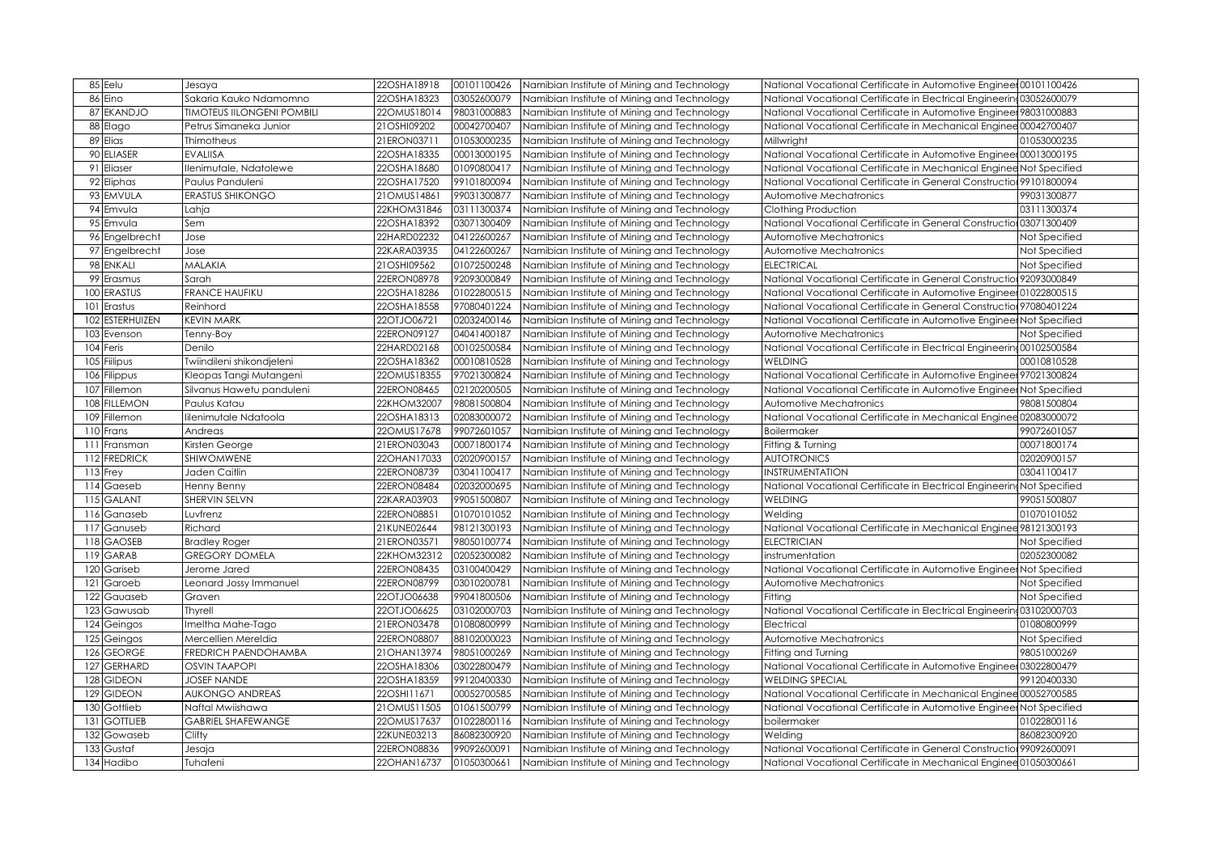| | | | | | | | |
|---|---|---|---|---|---|---|---|
| 85 | Eelu | Jesaya | 22OSHA18918 | 00101100426 | Namibian Institute of Mining and Technology | National Vocational Certificate in Automotive Engineer | 00101100426 |
| 86 | Eino | Sakaria Kauko Ndamomno | 22OSHA18323 | 03052600079 | Namibian Institute of Mining and Technology | National Vocational Certificate in Electrical Engineerin | 03052600079 |
| 87 | EKANDJO | TIMOTEUS IILONGENI POMBILI | 22OMUS18014 | 98031000883 | Namibian Institute of Mining and Technology | National Vocational Certificate in Automotive Engineer | 98031000883 |
| 88 | Elago | Petrus Simaneka Junior | 21OSHI09202 | 00042700407 | Namibian Institute of Mining and Technology | National Vocational Certificate in Mechanical Enginee | 00042700407 |
| 89 | Elias | Thimotheus | 21ERON03711 | 01053000235 | Namibian Institute of Mining and Technology | Millwright | 01053000235 |
| 90 | ELIASER | EVALIISA | 22OSHA18335 | 00013000195 | Namibian Institute of Mining and Technology | National Vocational Certificate in Automotive Engineer | 00013000195 |
| 91 | Eliaser | Ilenimutale, Ndatolewe | 22OSHA18680 | 01090800417 | Namibian Institute of Mining and Technology | National Vocational Certificate in Mechanical Enginee | Not Specified |
| 92 | Eliphas | Paulus Panduleni | 22OSHA17520 | 99101800094 | Namibian Institute of Mining and Technology | National Vocational Certificate in General Constructio | 99101800094 |
| 93 | EMVULA | ERASTUS SHIKONGO | 21OMUS14861 | 99031300877 | Namibian Institute of Mining and Technology | Automotive Mechatronics | 99031300877 |
| 94 | Emvula | Lahja | 22KHOM31846 | 03111300374 | Namibian Institute of Mining and Technology | Clothing Production | 03111300374 |
| 95 | Emvula | Sem | 22OSHA18392 | 03071300409 | Namibian Institute of Mining and Technology | National Vocational Certificate in General Constructio | 03071300409 |
| 96 | Engelbrecht | Jose | 22HARD02232 | 04122600267 | Namibian Institute of Mining and Technology | Automotive Mechatronics | Not Specified |
| 97 | Engelbrecht | Jose | 22KARA03935 | 04122600267 | Namibian Institute of Mining and Technology | Automotive Mechatronics | Not Specified |
| 98 | ENKALI | MALAKIA | 21OSHI09562 | 01072500248 | Namibian Institute of Mining and Technology | ELECTRICAL | Not Specified |
| 99 | Erasmus | Sarah | 22ERON08978 | 92093000849 | Namibian Institute of Mining and Technology | National Vocational Certificate in General Constructio | 92093000849 |
| 100 | ERASTUS | FRANCE HAUFIKU | 22OSHA18286 | 01022800515 | Namibian Institute of Mining and Technology | National Vocational Certificate in Automotive Engineer | 01022800515 |
| 101 | Erastus | Reinhord | 22OSHA18558 | 97080401224 | Namibian Institute of Mining and Technology | National Vocational Certificate in General Constructio | 97080401224 |
| 102 | ESTERHUIZEN | KEVIN MARK | 22OTJO06721 | 02032400146 | Namibian Institute of Mining and Technology | National Vocational Certificate in Automotive Engineer | Not Specified |
| 103 | Evenson | Tenny-Boy | 22ERON09127 | 04041400187 | Namibian Institute of Mining and Technology | Automotive Mechatronics | Not Specified |
| 104 | Feris | Denilo | 22HARD02168 | 00102500584 | Namibian Institute of Mining and Technology | National Vocational Certificate in Electrical Engineerin | 00102500584 |
| 105 | Fiilipus | Twiindileni shikondjeleni | 22OSHA18362 | 00010810528 | Namibian Institute of Mining and Technology | WELDING | 00010810528 |
| 106 | Filippus | Kleopas Tangi Mutangeni | 22OMUS18355 | 97021300824 | Namibian Institute of Mining and Technology | National Vocational Certificate in Automotive Engineer | 97021300824 |
| 107 | Fillemon | Silvanus Hawetu panduleni | 22ERON08465 | 02120200505 | Namibian Institute of Mining and Technology | National Vocational Certificate in Automotive Engineer | Not Specified |
| 108 | FILLEMON | Paulus Katau | 22KHOM32007 | 98081500804 | Namibian Institute of Mining and Technology | Automotive Mechatronics | 98081500804 |
| 109 | Fillemon | Iilenimutale Ndatoola | 22OSHA18313 | 02083000072 | Namibian Institute of Mining and Technology | National Vocational Certificate in Mechanical Enginee | 02083000072 |
| 110 | Frans | Andreas | 22OMUS17678 | 99072601057 | Namibian Institute of Mining and Technology | Boilermaker | 99072601057 |
| 111 | Fransman | Kirsten George | 21ERON03043 | 00071800174 | Namibian Institute of Mining and Technology | Fitting & Turning | 00071800174 |
| 112 | FREDRICK | SHIWOMWENE | 22OHAN17033 | 02020900157 | Namibian Institute of Mining and Technology | AUTOTRONICS | 02020900157 |
| 113 | Frey | Jaden Caitlin | 22ERON08739 | 03041100417 | Namibian Institute of Mining and Technology | INSTRUMENTATION | 03041100417 |
| 114 | Gaeseb | Henny Benny | 22ERON08484 | 02032000695 | Namibian Institute of Mining and Technology | National Vocational Certificate in Electrical Engineerin | Not Specified |
| 115 | GALANT | SHERVIN SELVN | 22KARA03903 | 99051500807 | Namibian Institute of Mining and Technology | WELDING | 99051500807 |
| 116 | Ganaseb | Luvfrenz | 22ERON08851 | 01070101052 | Namibian Institute of Mining and Technology | Welding | 01070101052 |
| 117 | Ganuseb | Richard | 21KUNE02644 | 98121300193 | Namibian Institute of Mining and Technology | National Vocational Certificate in Mechanical Enginee | 98121300193 |
| 118 | GAOSEB | Bradley Roger | 21ERON03571 | 98050100774 | Namibian Institute of Mining and Technology | ELECTRICIAN | Not Specified |
| 119 | GARAB | GREGORY DOMELA | 22KHOM32312 | 02052300082 | Namibian Institute of Mining and Technology | instrumentation | 02052300082 |
| 120 | Gariseb | Jerome Jared | 22ERON08435 | 03100400429 | Namibian Institute of Mining and Technology | National Vocational Certificate in Automotive Engineer | Not Specified |
| 121 | Garoeb | Leonard Jossy Immanuel | 22ERON08799 | 03010200781 | Namibian Institute of Mining and Technology | Automotive Mechatronics | Not Specified |
| 122 | Gauaseb | Graven | 22OTJO06638 | 99041800506 | Namibian Institute of Mining and Technology | Fitting | Not Specified |
| 123 | Gawusab | Thyrell | 22OTJO06625 | 03102000703 | Namibian Institute of Mining and Technology | National Vocational Certificate in Electrical Engineerin | 03102000703 |
| 124 | Geingos | Imeltha Mahe-Tago | 21ERON03478 | 01080800999 | Namibian Institute of Mining and Technology | Electrical | 01080800999 |
| 125 | Geingos | Mercellien Mereldia | 22ERON08807 | 88102000023 | Namibian Institute of Mining and Technology | Automotive Mechatronics | Not Specified |
| 126 | GEORGE | FREDRICH PAENDOHAMBA | 21OHAN13974 | 98051000269 | Namibian Institute of Mining and Technology | Fitting and Turning | 98051000269 |
| 127 | GERHARD | OSVIN TAAPOPI | 22OSHA18306 | 03022800479 | Namibian Institute of Mining and Technology | National Vocational Certificate in Automotive Engineer | 03022800479 |
| 128 | GIDEON | JOSEF NANDE | 22OSHA18359 | 99120400330 | Namibian Institute of Mining and Technology | WELDING SPECIAL | 99120400330 |
| 129 | GIDEON | AUKONGO ANDREAS | 22OSHI11671 | 00052700585 | Namibian Institute of Mining and Technology | National Vocational Certificate in Mechanical Enginee | 00052700585 |
| 130 | Gottlieb | Naftal Mwiishawa | 21OMUS11505 | 01061500799 | Namibian Institute of Mining and Technology | National Vocational Certificate in Automotive Engineer | Not Specified |
| 131 | GOTTLIEB | GABRIEL SHAFEWANGE | 22OMUS17637 | 01022800116 | Namibian Institute of Mining and Technology | boilermaker | 01022800116 |
| 132 | Gowaseb | Clifty | 22KUNE03213 | 86082300920 | Namibian Institute of Mining and Technology | Welding | 86082300920 |
| 133 | Gustaf | Jesaja | 22ERON08836 | 99092600091 | Namibian Institute of Mining and Technology | National Vocational Certificate in General Constructio | 99092600091 |
| 134 | Hadibo | Tuhafeni | 22OHAN16737 | 01050300661 | Namibian Institute of Mining and Technology | National Vocational Certificate in Mechanical Enginee | 01050300661 |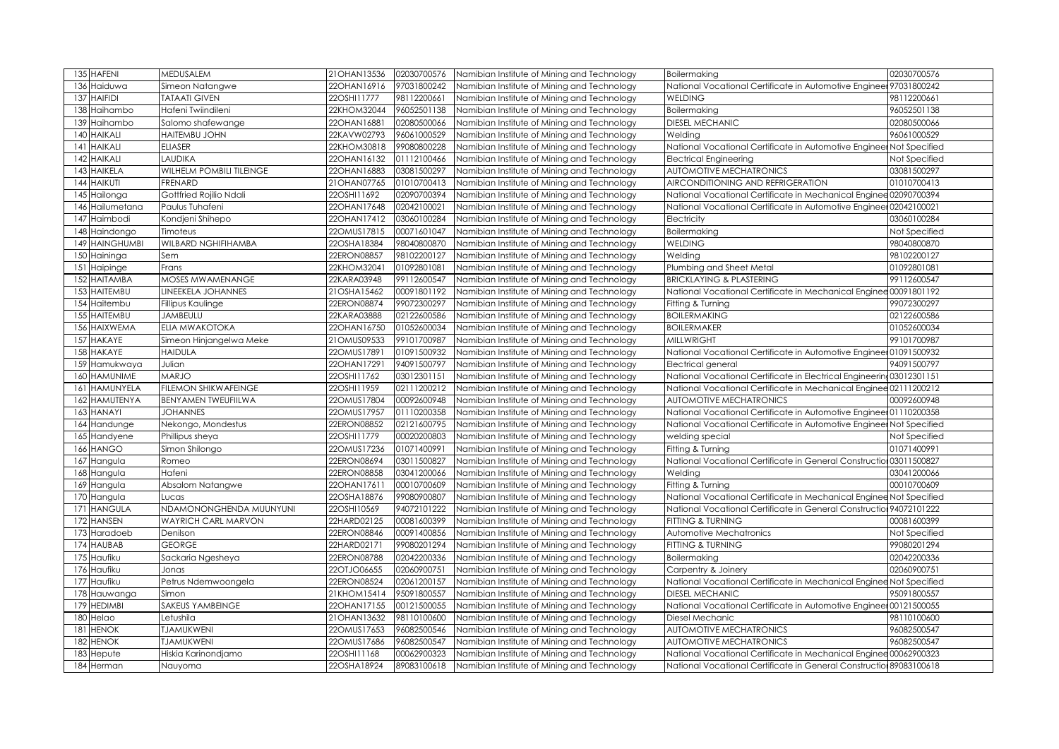| 135 | HAFENI | MEDUSALEM | 21OHAN13536 | 02030700576 | Namibian Institute of Mining and Technology | Boilermaking | 02030700576 |
|---|---|---|---|---|---|---|---|
| 136 | Haiduwa | Simeon Natangwe | 22OHAN16916 | 97031800242 | Namibian Institute of Mining and Technology | National Vocational Certificate in Automotive Engineer | 97031800242 |
| 137 | HAIFIDI | TATAATI GIVEN | 22OSHI11777 | 98112200661 | Namibian Institute of Mining and Technology | WELDING | 98112200661 |
| 138 | Haihambo | Hafeni Twiindileni | 22KHOM32044 | 96052501138 | Namibian Institute of Mining and Technology | Boilermaking | 96052501138 |
| 139 | Haihambo | Salomo shafewange | 22OHAN16881 | 02080500066 | Namibian Institute of Mining and Technology | DIESEL MECHANIC | 02080500066 |
| 140 | HAIKALI | HAITEMBU JOHN | 22KAVW02793 | 96061000529 | Namibian Institute of Mining and Technology | Welding | 96061000529 |
| 141 | HAIKALI | ELIASER | 22KHOM30818 | 99080800228 | Namibian Institute of Mining and Technology | National Vocational Certificate in Automotive Engineer | Not Specified |
| 142 | HAIKALI | LAUDIKA | 22OHAN16132 | 01112100466 | Namibian Institute of Mining and Technology | Electrical Engineering | Not Specified |
| 143 | HAIKELA | WILHELM POMBILI TILEINGE | 22OHAN16883 | 03081500297 | Namibian Institute of Mining and Technology | AUTOMOTIVE MECHATRONICS | 03081500297 |
| 144 | HAIKUTI | FRENARD | 21OHAN07765 | 01010700413 | Namibian Institute of Mining and Technology | AIRCONDITIONING AND REFRIGERATION | 01010700413 |
| 145 | Hailonga | Gottfried Rojilio Ndali | 22OSHI11692 | 02090700394 | Namibian Institute of Mining and Technology | National Vocational Certificate in Mechanical Enginee | 02090700394 |
| 146 | Hailumetana | Paulus Tuhafeni | 22OHAN17648 | 02042100021 | Namibian Institute of Mining and Technology | National Vocational Certificate in Automotive Engineer | 02042100021 |
| 147 | Haimbodi | Kondjeni Shihepo | 22OHAN17412 | 03060100284 | Namibian Institute of Mining and Technology | Electricity | 03060100284 |
| 148 | Haindongo | Timoteus | 22OMUS17815 | 00071601047 | Namibian Institute of Mining and Technology | Boilermaking | Not Specified |
| 149 | HAINGHUMBI | WILBARD NGHIFIHAMBA | 22OSHA18384 | 98040800870 | Namibian Institute of Mining and Technology | WELDING | 98040800870 |
| 150 | Haininga | Sem | 22ERON08857 | 98102200127 | Namibian Institute of Mining and Technology | Welding | 98102200127 |
| 151 | Haipinge | Frans | 22KHOM32041 | 01092801081 | Namibian Institute of Mining and Technology | Plumbing and Sheet Metal | 01092801081 |
| 152 | HAITAMBA | MOSES MWAMENANGE | 22KARA03948 | 99112600547 | Namibian Institute of Mining and Technology | BRICKLAYING & PLASTERING | 99112600547 |
| 153 | HAITEMBU | LINEEKELA JOHANNES | 21OSHA15462 | 00091801192 | Namibian Institute of Mining and Technology | National Vocational Certificate in Mechanical Enginee | 00091801192 |
| 154 | Haitembu | Fillipus Kaulinge | 22ERON08874 | 99072300297 | Namibian Institute of Mining and Technology | Fitting & Turning | 99072300297 |
| 155 | HAITEMBU | JAMBEULU | 22KARA03888 | 02122600586 | Namibian Institute of Mining and Technology | BOILERMAKING | 02122600586 |
| 156 | HAIXWEMA | ELIA MWAKOTOKA | 22OHAN16750 | 01052600034 | Namibian Institute of Mining and Technology | BOILERMAKER | 01052600034 |
| 157 | HAKAYE | Simeon Hinjangelwa Meke | 21OMUS09533 | 99101700987 | Namibian Institute of Mining and Technology | MILLWRIGHT | 99101700987 |
| 158 | HAKAYE | HAIDULA | 22OMUS17891 | 01091500932 | Namibian Institute of Mining and Technology | National Vocational Certificate in Automotive Engineer | 01091500932 |
| 159 | Hamukwaya | Julian | 22OHAN17291 | 94091500797 | Namibian Institute of Mining and Technology | Electrical general | 94091500797 |
| 160 | HAMUNIME | MARJO | 22OSHI11762 | 03012301151 | Namibian Institute of Mining and Technology | National Vocational Certificate in Electrical Engineerin | 03012301151 |
| 161 | HAMUNYELA | FILEMON SHIKWAFEINGE | 22OSHI11959 | 02111200212 | Namibian Institute of Mining and Technology | National Vocational Certificate in Mechanical Enginee | 02111200212 |
| 162 | HAMUTENYA | BENYAMEN TWEUFIILWA | 22OMUS17804 | 00092600948 | Namibian Institute of Mining and Technology | AUTOMOTIVE MECHATRONICS | 00092600948 |
| 163 | HANAYI | JOHANNES | 22OMUS17957 | 01110200358 | Namibian Institute of Mining and Technology | National Vocational Certificate in Automotive Engineer | 01110200358 |
| 164 | Handunge | Nekongo, Mondestus | 22ERON08852 | 02121600795 | Namibian Institute of Mining and Technology | National Vocational Certificate in Automotive Engineer | Not Specified |
| 165 | Handyene | Phillipus sheya | 22OSHI11779 | 00020200803 | Namibian Institute of Mining and Technology | welding special | Not Specified |
| 166 | HANGO | Simon Shilongo | 22OMUS17236 | 01071400991 | Namibian Institute of Mining and Technology | Fitting & Turning | 01071400991 |
| 167 | Hangula | Romeo | 22ERON08694 | 03011500827 | Namibian Institute of Mining and Technology | National Vocational Certificate in General Constructio | 03011500827 |
| 168 | Hangula | Hafeni | 22ERON08858 | 03041200066 | Namibian Institute of Mining and Technology | Welding | 03041200066 |
| 169 | Hangula | Absalom Natangwe | 22OHAN17611 | 00010700609 | Namibian Institute of Mining and Technology | Fitting & Turning | 00010700609 |
| 170 | Hangula | Lucas | 22OSHA18876 | 99080900807 | Namibian Institute of Mining and Technology | National Vocational Certificate in Mechanical Enginee | Not Specified |
| 171 | HANGULA | NDAMONONGHENDA MUUNYUNI | 22OSHI10569 | 94072101222 | Namibian Institute of Mining and Technology | National Vocational Certificate in General Constructio | 94072101222 |
| 172 | HANSEN | WAYRICH CARL MARVON | 22HARD02125 | 00081600399 | Namibian Institute of Mining and Technology | FITTING & TURNING | 00081600399 |
| 173 | Haradoeb | Denilson | 22ERON08846 | 00091400856 | Namibian Institute of Mining and Technology | Automotive Mechatronics | Not Specified |
| 174 | HAUBAB | GEORGE | 22HARD02171 | 99080201294 | Namibian Institute of Mining and Technology | FITTING & TURNING | 99080201294 |
| 175 | Haufiku | Sackaria Ngesheya | 22ERON08788 | 02042200336 | Namibian Institute of Mining and Technology | Boilermaking | 02042200336 |
| 176 | Haufiku | Jonas | 22OTJO06655 | 02060900751 | Namibian Institute of Mining and Technology | Carpentry & Joinery | 02060900751 |
| 177 | Haufiku | Petrus Ndemwoongela | 22ERON08524 | 02061200157 | Namibian Institute of Mining and Technology | National Vocational Certificate in Mechanical Enginee | Not Specified |
| 178 | Hauwanga | Simon | 21KHOM15414 | 95091800557 | Namibian Institute of Mining and Technology | DIESEL MECHANIC | 95091800557 |
| 179 | HEDIMBI | SAKEUS YAMBEINGE | 22OHAN17155 | 00121500055 | Namibian Institute of Mining and Technology | National Vocational Certificate in Automotive Engineer | 00121500055 |
| 180 | Helao | Letushila | 21OHAN13632 | 98110100600 | Namibian Institute of Mining and Technology | Diesel Mechanic | 98110100600 |
| 181 | HENOK | TJAMUKWENI | 22OMUS17653 | 96082500546 | Namibian Institute of Mining and Technology | AUTOMOTIVE MECHATRONICS | 96082500547 |
| 182 | HENOK | TJAMUKWENI | 22OMUS17686 | 96082500547 | Namibian Institute of Mining and Technology | AUTOMOTIVE MECHATRONICS | 96082500547 |
| 183 | Hepute | Hiskia Karinondjamo | 22OSHI11168 | 00062900323 | Namibian Institute of Mining and Technology | National Vocational Certificate in Mechanical Enginee | 00062900323 |
| 184 | Herman | Nauyoma | 22OSHA18924 | 89083100618 | Namibian Institute of Mining and Technology | National Vocational Certificate in General Constructio | 89083100618 |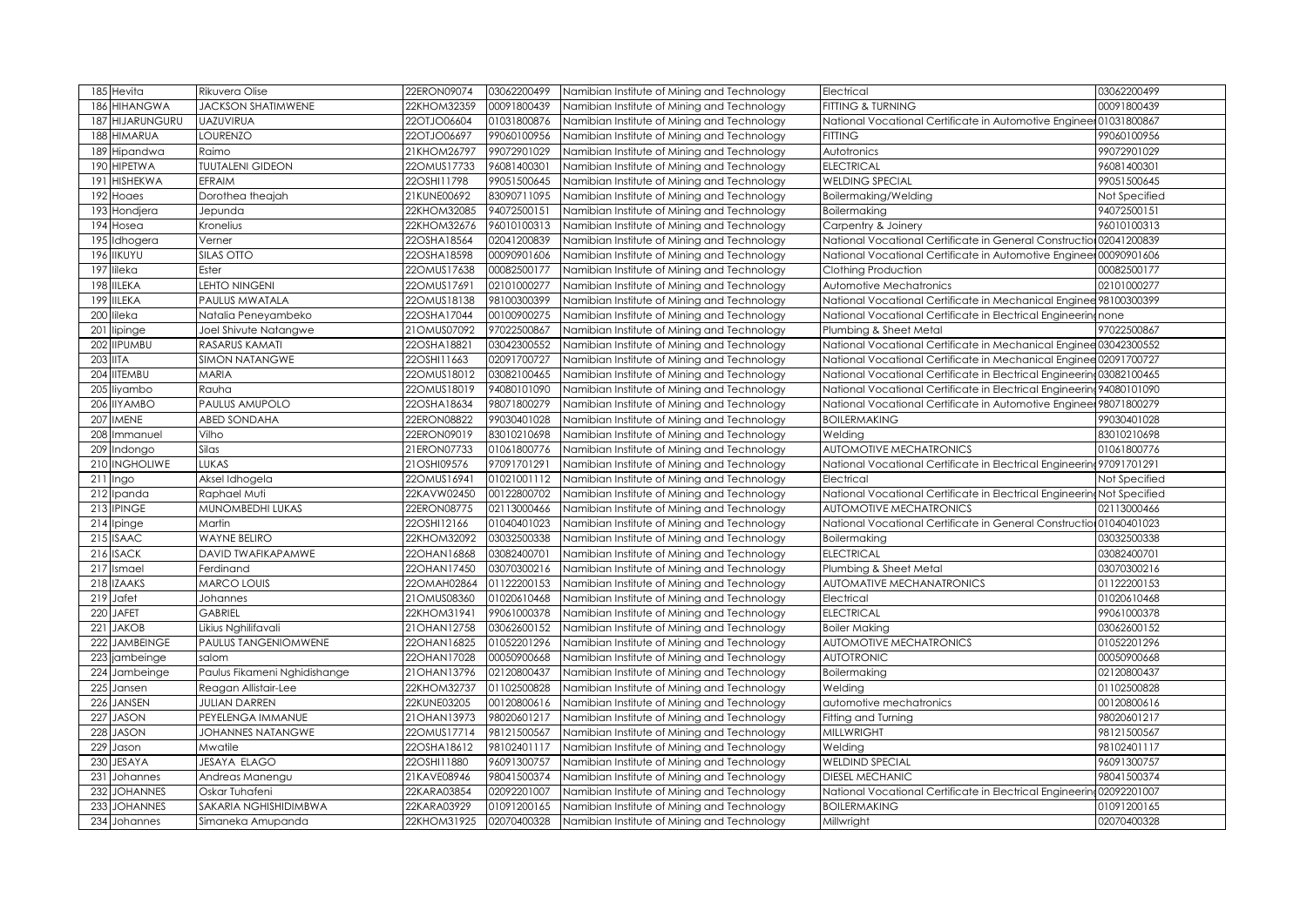| | | | | | | | |
|---|---|---|---|---|---|---|---|
| 185 | Hevita | Rikuvera Olise | 22ERON09074 | 03062200499 | Namibian Institute of Mining and Technology | Electrical | 03062200499 |
| 186 | HIHANGWA | JACKSON SHATIMWENE | 22KHOM32359 | 00091800439 | Namibian Institute of Mining and Technology | FITTING & TURNING | 00091800439 |
| 187 | HIJARUNGURU | UAZUVIRUA | 22OTJO06604 | 01031800876 | Namibian Institute of Mining and Technology | National Vocational Certificate in Automotive Engineer | 01031800867 |
| 188 | HIMARUA | LOURENZO | 22OTJO06697 | 99060100956 | Namibian Institute of Mining and Technology | FITTING | 99060100956 |
| 189 | Hipandwa | Raimo | 21KHOM26797 | 99072901029 | Namibian Institute of Mining and Technology | Autotronics | 99072901029 |
| 190 | HIPETWA | TUUTALENI GIDEON | 22OMUS17733 | 96081400301 | Namibian Institute of Mining and Technology | ELECTRICAL | 96081400301 |
| 191 | HISHEKWA | EFRAIM | 22OSHI11798 | 99051500645 | Namibian Institute of Mining and Technology | WELDING SPECIAL | 99051500645 |
| 192 | Hoaes | Dorothea theajah | 21KUNE00692 | 83090711095 | Namibian Institute of Mining and Technology | Boilermaking/Welding | Not Specified |
| 193 | Hondjera | Jepunda | 22KHOM32085 | 94072500151 | Namibian Institute of Mining and Technology | Boilermaking | 94072500151 |
| 194 | Hosea | Kronelius | 22KHOM32676 | 96010100313 | Namibian Institute of Mining and Technology | Carpentry & Joinery | 96010100313 |
| 195 | Idhogera | Verner | 22OSHA18564 | 02041200839 | Namibian Institute of Mining and Technology | National Vocational Certificate in General Constructio | 02041200839 |
| 196 | IIKUYU | SILAS OTTO | 22OSHA18598 | 00090901606 | Namibian Institute of Mining and Technology | National Vocational Certificate in Automotive Engineer | 00090901606 |
| 197 | Iileka | Ester | 22OMUS17638 | 00082500177 | Namibian Institute of Mining and Technology | Clothing Production | 00082500177 |
| 198 | IILEKA | LEHTO NINGENI | 22OMUS17691 | 02101000277 | Namibian Institute of Mining and Technology | Automotive Mechatronics | 02101000277 |
| 199 | IILEKA | PAULUS MWATALA | 22OMUS18138 | 98100300399 | Namibian Institute of Mining and Technology | National Vocational Certificate in Mechanical Enginee | 98100300399 |
| 200 | Iileka | Natalia Peneyambeko | 22OSHA17044 | 00100900275 | Namibian Institute of Mining and Technology | National Vocational Certificate in Electrical Engineerin | none |
| 201 | Iipinge | Joel Shivute Natangwe | 21OMUS07092 | 97022500867 | Namibian Institute of Mining and Technology | Plumbing & Sheet Metal | 97022500867 |
| 202 | IIPUMBU | RASARUS KAMATI | 22OSHA18821 | 03042300552 | Namibian Institute of Mining and Technology | National Vocational Certificate in Mechanical Enginee | 03042300552 |
| 203 | IITA | SIMON NATANGWE | 22OSHI11663 | 02091700727 | Namibian Institute of Mining and Technology | National Vocational Certificate in Mechanical Enginee | 02091700727 |
| 204 | IITEMBU | MARIA | 22OMUS18012 | 03082100465 | Namibian Institute of Mining and Technology | National Vocational Certificate in Electrical Engineerin | 03082100465 |
| 205 | Iiyambo | Rauha | 22OMUS18019 | 94080101090 | Namibian Institute of Mining and Technology | National Vocational Certificate in Electrical Engineerin | 94080101090 |
| 206 | IIYAMBO | PAULUS AMUPOLO | 22OSHA18634 | 98071800279 | Namibian Institute of Mining and Technology | National Vocational Certificate in Automotive Engineer | 98071800279 |
| 207 | IMENE | ABED SONDAHA | 22ERON08822 | 99030401028 | Namibian Institute of Mining and Technology | BOILERMAKING | 99030401028 |
| 208 | Immanuel | Vilho | 22ERON09019 | 83010210698 | Namibian Institute of Mining and Technology | Welding | 83010210698 |
| 209 | Indongo | Silas | 21ERON07733 | 01061800776 | Namibian Institute of Mining and Technology | AUTOMOTIVE MECHATRONICS | 01061800776 |
| 210 | INGHOLIWE | LUKAS | 21OSHI09576 | 97091701291 | Namibian Institute of Mining and Technology | National Vocational Certificate in Electrical Engineerin | 97091701291 |
| 211 | Ingo | Aksel Idhogela | 22OMUS16941 | 01021001112 | Namibian Institute of Mining and Technology | Electrical | Not Specified |
| 212 | Ipanda | Raphael Muti | 22KAVW02450 | 00122800702 | Namibian Institute of Mining and Technology | National Vocational Certificate in Electrical Engineerin | Not Specified |
| 213 | IPINGE | MUNOMBEDHI LUKAS | 22ERON08775 | 02113000466 | Namibian Institute of Mining and Technology | AUTOMOTIVE MECHATRONICS | 02113000466 |
| 214 | Ipinge | Martin | 22OSHI12166 | 01040401023 | Namibian Institute of Mining and Technology | National Vocational Certificate in General Constructio | 01040401023 |
| 215 | ISAAC | WAYNE BELIRO | 22KHOM32092 | 03032500338 | Namibian Institute of Mining and Technology | Boilermaking | 03032500338 |
| 216 | ISACK | DAVID TWAFIKAPAMWE | 22OHAN16868 | 03082400701 | Namibian Institute of Mining and Technology | ELECTRICAL | 03082400701 |
| 217 | Ismael | Ferdinand | 22OHAN17450 | 03070300216 | Namibian Institute of Mining and Technology | Plumbing & Sheet Metal | 03070300216 |
| 218 | IZAAKS | MARCO LOUIS | 22OMAH02864 | 01122200153 | Namibian Institute of Mining and Technology | AUTOMATIVE MECHANATRONICS | 01122200153 |
| 219 | Jafet | Johannes | 21OMUS08360 | 01020610468 | Namibian Institute of Mining and Technology | Electrical | 01020610468 |
| 220 | JAFET | GABRIEL | 22KHOM31941 | 99061000378 | Namibian Institute of Mining and Technology | ELECTRICAL | 99061000378 |
| 221 | JAKOB | Likius Nghilifavali | 21OHAN12758 | 03062600152 | Namibian Institute of Mining and Technology | Boiler Making | 03062600152 |
| 222 | JAMBEINGE | PAULUS TANGENIOMWENE | 22OHAN16825 | 01052201296 | Namibian Institute of Mining and Technology | AUTOMOTIVE MECHATRONICS | 01052201296 |
| 223 | jambeinge | salom | 22OHAN17028 | 00050900668 | Namibian Institute of Mining and Technology | AUTOTRONIC | 00050900668 |
| 224 | Jambeinge | Paulus Fikameni Nghidishange | 21OHAN13796 | 02120800437 | Namibian Institute of Mining and Technology | Boilermaking | 02120800437 |
| 225 | Jansen | Reagan Allistair-Lee | 22KHOM32737 | 01102500828 | Namibian Institute of Mining and Technology | Welding | 01102500828 |
| 226 | JANSEN | JULIAN DARREN | 22KUNE03205 | 00120800616 | Namibian Institute of Mining and Technology | automotive mechatronics | 00120800616 |
| 227 | JASON | PEYELENGA IMMANUE | 21OHAN13973 | 98020601217 | Namibian Institute of Mining and Technology | Fitting and Turning | 98020601217 |
| 228 | JASON | JOHANNES NATANGWE | 22OMUS17714 | 98121500567 | Namibian Institute of Mining and Technology | MILLWRIGHT | 98121500567 |
| 229 | Jason | Mwatile | 22OSHA18612 | 98102401117 | Namibian Institute of Mining and Technology | Welding | 98102401117 |
| 230 | JESAYA | JESAYA ELAGO | 22OSHI11880 | 96091300757 | Namibian Institute of Mining and Technology | WELDIND SPECIAL | 96091300757 |
| 231 | Johannes | Andreas Manengu | 21KAVE08946 | 98041500374 | Namibian Institute of Mining and Technology | DIESEL MECHANIC | 98041500374 |
| 232 | JOHANNES | Oskar Tuhafeni | 22KARA03854 | 02092201007 | Namibian Institute of Mining and Technology | National Vocational Certificate in Electrical Engineerin | 02092201007 |
| 233 | JOHANNES | SAKARIA NGHISHIDIMBWA | 22KARA03929 | 01091200165 | Namibian Institute of Mining and Technology | BOILERMAKING | 01091200165 |
| 234 | Johannes | Simaneka Amupanda | 22KHOM31925 | 02070400328 | Namibian Institute of Mining and Technology | Millwright | 02070400328 |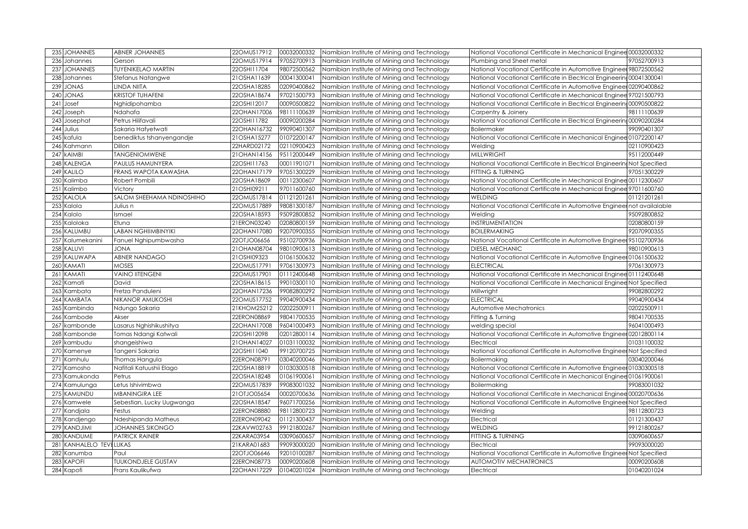| 235 | JOHANNES | ABNER JOHANNES | 22OMUS17912 | 00032000332 | Namibian Institute of Mining and Technology | National Vocational Certificate in Mechanical Enginee | 00032000332 |
|---|---|---|---|---|---|---|---|
| 236 | Johannes | Gerson | 22OMUS17914 | 97052700913 | Namibian Institute of Mining and Technology | Plumbing and Sheet metal | 97052700913 |
| 237 | JOHANNES | TUYENIKELAO MARTIN | 22OSHI11704 | 98072500562 | Namibian Institute of Mining and Technology | National Vocational Certificate in Automotive Engineer | 98072500562 |
| 238 | Johannes | Stefanus Natangwe | 21OSHA11639 | 00041300041 | Namibian Institute of Mining and Technology | National Vocational Certificate in Electrical Engineerin | 00041300041 |
| 239 | JONAS | LINDA NIITA | 22OSHA18285 | 02090400862 | Namibian Institute of Mining and Technology | National Vocational Certificate in Automotive Engineer | 02090400862 |
| 240 | JONAS | KRISTOF TUHAFENI | 22OSHA18674 | 97021500793 | Namibian Institute of Mining and Technology | National Vocational Certificate in Mechanical Enginee | 97021500793 |
| 241 | Josef | Nghidipohamba | 22OSHI12017 | 00090500822 | Namibian Institute of Mining and Technology | National Vocational Certificate in Electrical Engineerin | 00090500822 |
| 242 | Joseph | Ndahafa | 22OHAN17006 | 98111100639 | Namibian Institute of Mining and Technology | Carpentry & Joinery | 98111100639 |
| 243 | Josephat | Petrus Hiilifavali | 22OSHI11782 | 00090200284 | Namibian Institute of Mining and Technology | National Vocational Certificate in Electrical Engineerin | 00090200284 |
| 244 | Julius | Sakaria Hafyetwati | 22OHAN16732 | 99090401307 | Namibian Institute of Mining and Technology | Boilermaker | 99090401307 |
| 245 | kafula | benediktus tshanyengandje | 21OSHA15277 | 01072200147 | Namibian Institute of Mining and Technology | National Vocational Certificate in Mechanical Enginee | 01072200147 |
| 246 | Kahmann | Dillon | 22HARD02172 | 02110900423 | Namibian Institute of Mining and Technology | Welding | 02110900423 |
| 247 | kAIMBI | TANGENIOMWENE | 21OHAN14156 | 95112000449 | Namibian Institute of Mining and Technology | MILLWRIGHT | 95112000449 |
| 248 | KALENGA | PAULUS HAMUNYERA | 22OSHI11763 | 00011901071 | Namibian Institute of Mining and Technology | National Vocational Certificate in Electrical Engineerin | Not Specified |
| 249 | KALILO | FRANS WAPOTA KAWASHA | 22OHAN17179 | 97051300229 | Namibian Institute of Mining and Technology | FITTING & TURNING | 97051300229 |
| 250 | Kalimba | Robert Pombili | 22OSHA18609 | 00112300607 | Namibian Institute of Mining and Technology | National Vocational Certificate in Mechanical Enginee | 00112300607 |
| 251 | Kalimbo | Victory | 21OSHI09211 | 97011600760 | Namibian Institute of Mining and Technology | National Vocational Certificate in Mechanical Enginee | 97011600760 |
| 252 | KALOLA | SALOM SHEEHAMA NDINOSHIHO | 22OMUS17814 | 01121201261 | Namibian Institute of Mining and Technology | WELDING | 01121201261 |
| 253 | Kalola | Julius n | 22OMUS17889 | 98081300187 | Namibian Institute of Mining and Technology | National Vocational Certificate in Automotive Engineer | not availalable |
| 254 | Kalolo | Ismael | 22OSHA18593 | 95092800852 | Namibian Institute of Mining and Technology | Welding | 95092800852 |
| 255 | Kaloloka | Etuna | 21ERON03240 | 02080800159 | Namibian Institute of Mining and Technology | INSTRUMENTATION | 02080800159 |
| 256 | KALUMBU | LABAN NGHIIMBINYIKI | 22OHAN17080 | 92070900355 | Namibian Institute of Mining and Technology | BOILERMAKING | 92070900355 |
| 257 | Kalumekanini | Fanuel Nghipumbwasha | 22OTJO06656 | 95102700936 | Namibian Institute of Mining and Technology | National Vocational Certificate in Automotive Engineer | 95102700936 |
| 258 | KALUVI | JONA | 21OHAN08704 | 98010900613 | Namibian Institute of Mining and Technology | DIESEL MECHANIC | 98010900613 |
| 259 | KALUWAPA | ABNER NANDAGO | 21OSHI09323 | 01061500632 | Namibian Institute of Mining and Technology | National Vocational Certificate in Automotive Engineer | 01061500632 |
| 260 | KAMATI | MOSES | 22OMUS17791 | 97061300973 | Namibian Institute of Mining and Technology | ELECTRICAL | 97061300973 |
| 261 | KAMATI | VAINO IITENGENI | 22OMUS17901 | 01112400648 | Namibian Institute of Mining and Technology | National Vocational Certificate in Mechanical Enginee | 01112400648 |
| 262 | Kamati | David | 22OSHA18615 | 99010300110 | Namibian Institute of Mining and Technology | National Vocational Certificate in Mechanical Enginee | Not Specified |
| 263 | Kambata | Fretza Panduleni | 22OHAN17236 | 99082800292 | Namibian Institute of Mining and Technology | Millwright | 99082800292 |
| 264 | KAMBATA | NIKANOR AMUKOSHI | 22OMUS17752 | 99040900434 | Namibian Institute of Mining and Technology | ELECTRICAL | 99040900434 |
| 265 | Kambinda | Ndungo Sakaria | 21KHOM25212 | 02022500911 | Namibian Institute of Mining and Technology | Automotive Mechatronics | 02022500911 |
| 266 | Kambode | Akser | 22ERON08869 | 98041700535 | Namibian Institute of Mining and Technology | Fitting & Turning | 98041700535 |
| 267 | kambonde | Lasarus Nghishikushitya | 22OHAN17008 | 96041000493 | Namibian Institute of Mining and Technology | welding special | 96041000493 |
| 268 | Kambonde | Tomas Ndangi Katwali | 22OSHI12098 | 02012800114 | Namibian Institute of Mining and Technology | National Vocational Certificate in Automotive Engineer | 02012800114 |
| 269 | kambudu | shangeishiwa | 21OHAN14027 | 01031100032 | Namibian Institute of Mining and Technology | Electrical | 01031100032 |
| 270 | Kamenye | Tangeni Sakaria | 22OSHI11040 | 99120700725 | Namibian Institute of Mining and Technology | National Vocational Certificate in Automotive Engineer | Not Specified |
| 271 | Kamhulu | Thomas Hangula | 22ERON08791 | 03040200046 | Namibian Institute of Mining and Technology | Boilermaking | 03040200046 |
| 272 | Kamosho | Nafitali Katuushii Elago | 22OSHA18819 | 01030300518 | Namibian Institute of Mining and Technology | National Vocational Certificate in Automotive Engineer | 01030300518 |
| 273 | Kamukonda | Petrus | 22OSHA18248 | 01061900061 | Namibian Institute of Mining and Technology | National Vocational Certificate in Mechanical Enginee | 01061900061 |
| 274 | Kamulunga | Letus Ishivimbwa | 22OMUS17839 | 99083001032 | Namibian Institute of Mining and Technology | Boilermaking | 99083001032 |
| 275 | KAMUNDU | MBANINGIRA LEE | 21OTJO05654 | 00020700636 | Namibian Institute of Mining and Technology | National Vocational Certificate in Mechanical Enginee | 00020700636 |
| 276 | Kamwele | Sebestian, Lucky Uugwanga | 22OSHA18547 | 96071700256 | Namibian Institute of Mining and Technology | National Vocational Certificate in Automotive Engineer | Not Specified |
| 277 | Kandjala | Festus | 22ERON08880 | 98112800723 | Namibian Institute of Mining and Technology | Welding | 98112800723 |
| 278 | Kandjengo | Ndeshipanda Matheus | 22ERON09042 | 01121300437 | Namibian Institute of Mining and Technology | Electrical | 01121300437 |
| 279 | KANDJIMI | JOHANNES SIKONGO | 22KAVW02763 | 99121800267 | Namibian Institute of Mining and Technology | WELDING | 99121800267 |
| 280 | KANDUME | PATRICK RAINER | 22KARA03954 | 03090600657 | Namibian Institute of Mining and Technology | FITTING & TURNING | 03090600657 |
| 281 | KANHALELO TEVE | LUKAS | 21KARA01683 | 99093000020 | Namibian Institute of Mining and Technology | Electrical | 99093000020 |
| 282 | Kanumba | Paul | 22OTJO06646 | 92010100287 | Namibian Institute of Mining and Technology | National Vocational Certificate in Automotive Engineer | Not Specified |
| 283 | KAPOFI | TUUKONDJELE GUSTAV | 22ERON08773 | 00090200608 | Namibian Institute of Mining and Technology | AUTOMOTIV MECHATRONICS | 00090200608 |
| 284 | Kapofi | Frans Kaulikufwa | 22OHAN17229 | 01040201024 | Namibian Institute of Mining and Technology | Electrical | 01040201024 |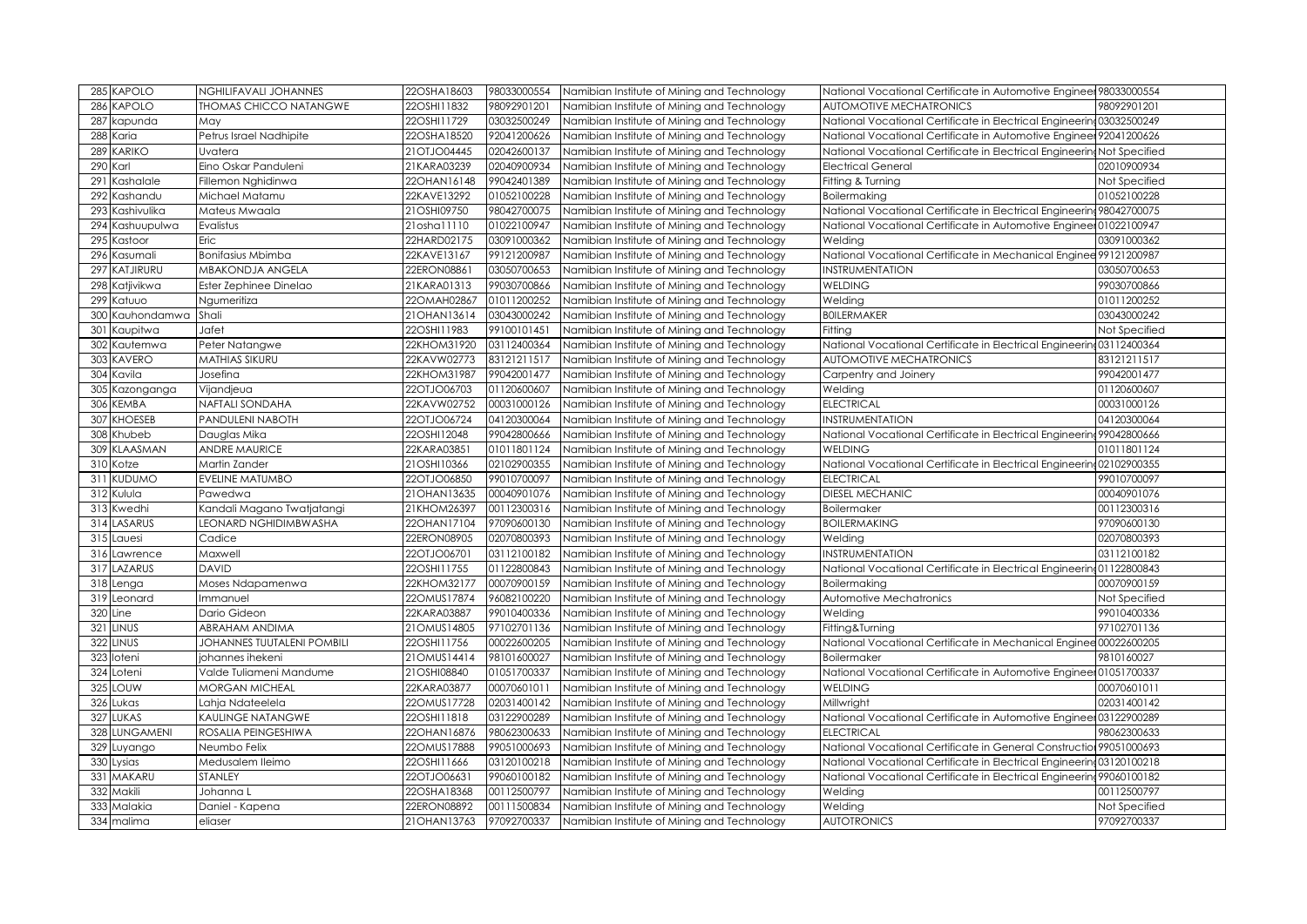| 285 | KAPOLO | NGHILIFAVALI JOHANNES | 22OSHA18603 | 98033000554 | Namibian Institute of Mining and Technology | National Vocational Certificate in Automotive Engineer | 98033000554 |
|---|---|---|---|---|---|---|---|
| 286 | KAPOLO | THOMAS CHICCO NATANGWE | 22OSHI11832 | 98092901201 | Namibian Institute of Mining and Technology | AUTOMOTIVE MECHATRONICS | 98092901201 |
| 287 | kapunda | May | 22OSHI11729 | 03032500249 | Namibian Institute of Mining and Technology | National Vocational Certificate in Electrical Engineerin | 03032500249 |
| 288 | Karia | Petrus Israel Nadhipite | 22OSHA18520 | 92041200626 | Namibian Institute of Mining and Technology | National Vocational Certificate in Automotive Engineer | 92041200626 |
| 289 | KARIKO | Uvatera | 21OTJO04445 | 02042600137 | Namibian Institute of Mining and Technology | National Vocational Certificate in Electrical Engineerin | Not Specified |
| 290 | Karl | Eino Oskar Panduleni | 21KARA03239 | 02040900934 | Namibian Institute of Mining and Technology | Electrical General | 02010900934 |
| 291 | Kashalale | Fillemon Nghidinwa | 22OHAN16148 | 99042401389 | Namibian Institute of Mining and Technology | Fitting & Turning | Not Specified |
| 292 | Kashandu | Michael Matamu | 22KAVE13292 | 01052100228 | Namibian Institute of Mining and Technology | Boilermaking | 01052100228 |
| 293 | Kashivulika | Mateus Mwaala | 21OSHI09750 | 98042700075 | Namibian Institute of Mining and Technology | National Vocational Certificate in Electrical Engineerin | 98042700075 |
| 294 | Kashuupulwa | Evalistus | 21osha11110 | 01022100947 | Namibian Institute of Mining and Technology | National Vocational Certificate in Automotive Engineer | 01022100947 |
| 295 | Kastoor | Eric | 22HARD02175 | 03091000362 | Namibian Institute of Mining and Technology | Welding | 03091000362 |
| 296 | Kasumali | Bonifasius Mbimba | 22KAVE13167 | 99121200987 | Namibian Institute of Mining and Technology | National Vocational Certificate in Mechanical Enginee | 99121200987 |
| 297 | KATJIRURU | MBAKONDJA ANGELA | 22ERON08861 | 03050700653 | Namibian Institute of Mining and Technology | INSTRUMENTATION | 03050700653 |
| 298 | Katjivikwa | Ester Zephinee Dinelao | 21KARA01313 | 99030700866 | Namibian Institute of Mining and Technology | WELDING | 99030700866 |
| 299 | Katuuo | Ngumeritiza | 22OMAH02867 | 01011200252 | Namibian Institute of Mining and Technology | Welding | 01011200252 |
| 300 | Kauhondamwa | Shali | 21OHAN13614 | 03043000242 | Namibian Institute of Mining and Technology | BOILERMAKER | 03043000242 |
| 301 | Kaupitwa | Jafet | 22OSHI11983 | 99100101451 | Namibian Institute of Mining and Technology | Fitting | Not Specified |
| 302 | Kautemwa | Peter Natangwe | 22KHOM31920 | 03112400364 | Namibian Institute of Mining and Technology | National Vocational Certificate in Electrical Engineerin | 03112400364 |
| 303 | KAVERO | MATHIAS SIKURU | 22KAVW02773 | 83121211517 | Namibian Institute of Mining and Technology | AUTOMOTIVE MECHATRONICS | 83121211517 |
| 304 | Kavila | Josefina | 22KHOM31987 | 99042001477 | Namibian Institute of Mining and Technology | Carpentry and Joinery | 99042001477 |
| 305 | Kazonganga | Vijandjeua | 22OTJO06703 | 01120600607 | Namibian Institute of Mining and Technology | Welding | 01120600607 |
| 306 | KEMBA | NAFTALI SONDAHA | 22KAVW02752 | 00031000126 | Namibian Institute of Mining and Technology | ELECTRICAL | 00031000126 |
| 307 | KHOESEB | PANDULENI NABOTH | 22OTJO06724 | 04120300064 | Namibian Institute of Mining and Technology | INSTRUMENTATION | 04120300064 |
| 308 | Khubeb | Dauglas Mika | 22OSHI12048 | 99042800666 | Namibian Institute of Mining and Technology | National Vocational Certificate in Electrical Engineerin | 99042800666 |
| 309 | KLAASMAN | ANDRE MAURICE | 22KARA03851 | 01011801124 | Namibian Institute of Mining and Technology | WELDING | 01011801124 |
| 310 | Kotze | Martin Zander | 21OSHI10366 | 02102900355 | Namibian Institute of Mining and Technology | National Vocational Certificate in Electrical Engineerin | 02102900355 |
| 311 | KUDUMO | EVELINE MATUMBO | 22OTJO06850 | 99010700097 | Namibian Institute of Mining and Technology | ELECTRICAL | 99010700097 |
| 312 | Kulula | Pawedwa | 21OHAN13635 | 00040901076 | Namibian Institute of Mining and Technology | DIESEL MECHANIC | 00040901076 |
| 313 | Kwedhi | Kandali Magano Twatjatangi | 21KHOM26397 | 00112300316 | Namibian Institute of Mining and Technology | Boilermaker | 00112300316 |
| 314 | LASARUS | LEONARD NGHIDIMBWASHA | 22OHAN17104 | 97090600130 | Namibian Institute of Mining and Technology | BOILERMAKING | 97090600130 |
| 315 | Lauesi | Cadice | 22ERON08905 | 02070800393 | Namibian Institute of Mining and Technology | Welding | 02070800393 |
| 316 | Lawrence | Maxwell | 22OTJO06701 | 03112100182 | Namibian Institute of Mining and Technology | INSTRUMENTATION | 03112100182 |
| 317 | LAZARUS | DAVID | 22OSHI11755 | 01122800843 | Namibian Institute of Mining and Technology | National Vocational Certificate in Electrical Engineerin | 01122800843 |
| 318 | Lenga | Moses Ndapamenwa | 22KHOM32177 | 00070900159 | Namibian Institute of Mining and Technology | Boilermaking | 00070900159 |
| 319 | Leonard | Immanuel | 22OMUS17874 | 96082100220 | Namibian Institute of Mining and Technology | Automotive Mechatronics | Not Specified |
| 320 | Line | Dario Gideon | 22KARA03887 | 99010400336 | Namibian Institute of Mining and Technology | Welding | 99010400336 |
| 321 | LINUS | ABRAHAM ANDIMA | 21OMUS14805 | 97102701136 | Namibian Institute of Mining and Technology | Fitting&Turning | 97102701136 |
| 322 | LINUS | JOHANNES TUUTALENI POMBILI | 22OSHI11756 | 00022600205 | Namibian Institute of Mining and Technology | National Vocational Certificate in Mechanical Enginee | 00022600205 |
| 323 | loteni | johannes ihekeni | 21OMUS14414 | 98101600027 | Namibian Institute of Mining and Technology | Boilermaker | 9810160027 |
| 324 | Loteni | Valde Tuliameni Mandume | 21OSHI08840 | 01051700337 | Namibian Institute of Mining and Technology | National Vocational Certificate in Automotive Engineer | 01051700337 |
| 325 | LOUW | MORGAN MICHEAL | 22KARA03877 | 00070601011 | Namibian Institute of Mining and Technology | WELDING | 00070601011 |
| 326 | Lukas | Lahja Ndateelela | 22OMUS17728 | 02031400142 | Namibian Institute of Mining and Technology | Millwright | 02031400142 |
| 327 | LUKAS | KAULINGE NATANGWE | 22OSHI11818 | 03122900289 | Namibian Institute of Mining and Technology | National Vocational Certificate in Automotive Engineer | 03122900289 |
| 328 | LUNGAMENI | ROSALIA PEINGESHIWA | 22OHAN16876 | 98062300633 | Namibian Institute of Mining and Technology | ELECTRICAL | 98062300633 |
| 329 | Luyango | Neumbo Felix | 22OMUS17888 | 99051000693 | Namibian Institute of Mining and Technology | National Vocational Certificate in General Constructio | 99051000693 |
| 330 | Lysias | Medusalem Ileimo | 22OSHI11666 | 03120100218 | Namibian Institute of Mining and Technology | National Vocational Certificate in Electrical Engineerin | 03120100218 |
| 331 | MAKARU | STANLEY | 22OTJO06631 | 99060100182 | Namibian Institute of Mining and Technology | National Vocational Certificate in Electrical Engineerin | 99060100182 |
| 332 | Makili | Johanna L | 22OSHA18368 | 00112500797 | Namibian Institute of Mining and Technology | Welding | 00112500797 |
| 333 | Malakia | Daniel - Kapena | 22ERON08892 | 00111500834 | Namibian Institute of Mining and Technology | Welding | Not Specified |
| 334 | malima | eliaser | 21OHAN13763 | 97092700337 | Namibian Institute of Mining and Technology | AUTOTRONICS | 97092700337 |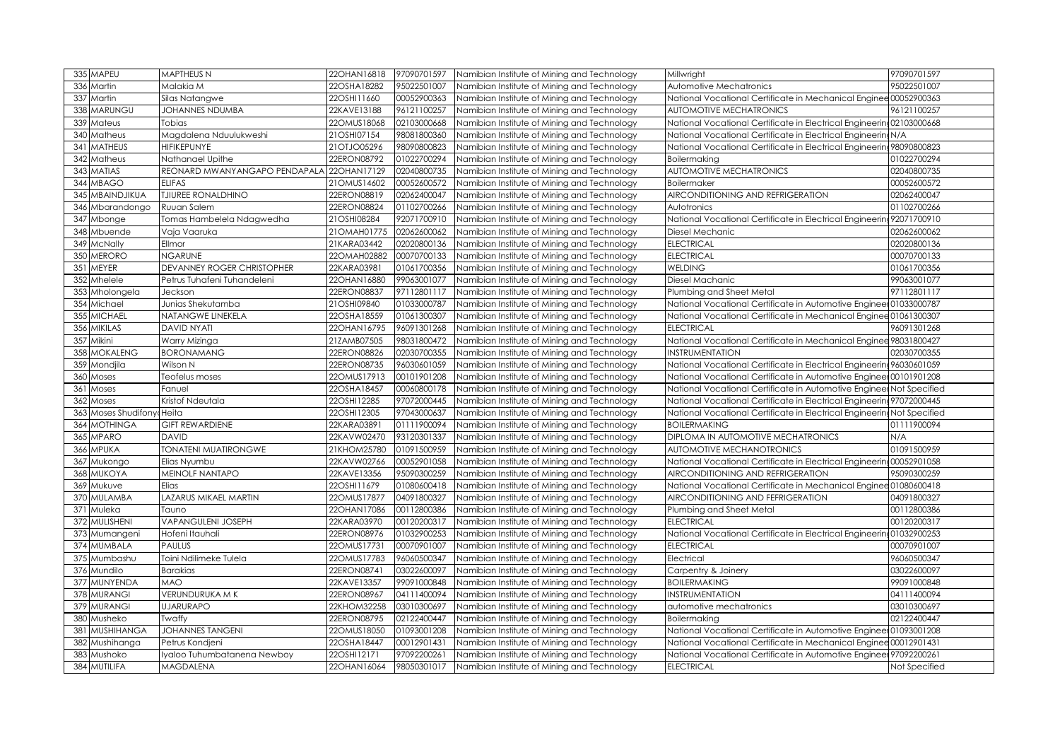| 335 | MAPEU | MAPTHEUS N | 22OHAN16818 | 97090701597 | Namibian Institute of Mining and Technology | Millwright | 97090701597 |
|---|---|---|---|---|---|---|---|
| 336 | Martin | Malakia M | 22OSHA18282 | 95022501007 | Namibian Institute of Mining and Technology | Automotive Mechatronics | 95022501007 |
| 337 | Martin | Silas Natangwe | 22OSHI11660 | 00052900363 | Namibian Institute of Mining and Technology | National Vocational Certificate in Mechanical Enginee | 00052900363 |
| 338 | MARUNGU | JOHANNES NDUMBA | 22KAVE13188 | 96121100257 | Namibian Institute of Mining and Technology | AUTOMOTIVE MECHATRONICS | 96121100257 |
| 339 | Mateus | Tobias | 22OMUS18068 | 02103000668 | Namibian Institute of Mining and Technology | National Vocational Certificate in Electrical Engineerin | 02103000668 |
| 340 | Matheus | Magdalena Nduulukweshi | 21OSHI07154 | 98081800360 | Namibian Institute of Mining and Technology | National Vocational Certificate in Electrical Engineerin | N/A |
| 341 | MATHEUS | HIFIKEPUNYE | 21OTJO05296 | 98090800823 | Namibian Institute of Mining and Technology | National Vocational Certificate in Electrical Engineerin | 98090800823 |
| 342 | Matheus | Nathanael Upithe | 22ERON08792 | 01022700294 | Namibian Institute of Mining and Technology | Boilermaking | 01022700294 |
| 343 | MATIAS | REONARD MWANYANGAPO PENDAPALA | 22OHAN17129 | 02040800735 | Namibian Institute of Mining and Technology | AUTOMOTIVE MECHATRONICS | 02040800735 |
| 344 | MBAGO | ELIFAS | 21OMUS14602 | 00052600572 | Namibian Institute of Mining and Technology | Boilermaker | 00052600572 |
| 345 | MBAINDJIKUA | TJIUREE RONALDHINO | 22ERON08819 | 02062400047 | Namibian Institute of Mining and Technology | AIRCONDITIONING AND REFRIGERATION | 02062400047 |
| 346 | Mbarandongo | Ruuan Salem | 22ERON08824 | 01102700266 | Namibian Institute of Mining and Technology | Autotronics | 01102700266 |
| 347 | Mbonge | Tomas Hambelela Ndagwedha | 21OSHI08284 | 92071700910 | Namibian Institute of Mining and Technology | National Vocational Certificate in Electrical Engineerin | 92071700910 |
| 348 | Mbuende | Vaja Vaaruka | 21OMAH01775 | 02062600062 | Namibian Institute of Mining and Technology | Diesel Mechanic | 02062600062 |
| 349 | McNally | Ellmor | 21KARA03442 | 02020800136 | Namibian Institute of Mining and Technology | ELECTRICAL | 02020800136 |
| 350 | MERORO | NGARUNE | 22OMAH02882 | 00070700133 | Namibian Institute of Mining and Technology | ELECTRICAL | 00070700133 |
| 351 | MEYER | DEVANNEY ROGER CHRISTOPHER | 22KARA03981 | 01061700356 | Namibian Institute of Mining and Technology | WELDING | 01061700356 |
| 352 | Mhelele | Petrus Tuhafeni Tuhandeleni | 22OHAN16880 | 99063001077 | Namibian Institute of Mining and Technology | Diesel Machanic | 99063001077 |
| 353 | Mholongela | Jeckson | 22ERON08837 | 97112801117 | Namibian Institute of Mining and Technology | Plumbing and Sheet Metal | 97112801117 |
| 354 | Michael | Junias Shekutamba | 21OSHI09840 | 01033000787 | Namibian Institute of Mining and Technology | National Vocational Certificate in Automotive Enginee | 01033000787 |
| 355 | MICHAEL | NATANGWE LINEKELA | 22OSHA18559 | 01061300307 | Namibian Institute of Mining and Technology | National Vocational Certificate in Mechanical Enginee | 01061300307 |
| 356 | MIKILAS | DAVID NYATI | 22OHAN16795 | 96091301268 | Namibian Institute of Mining and Technology | ELECTRICAL | 96091301268 |
| 357 | Mikini | Warry Mizinga | 21ZAMB07505 | 98031800472 | Namibian Institute of Mining and Technology | National Vocational Certificate in Mechanical Enginee | 98031800427 |
| 358 | MOKALENG | BORONAMANG | 22ERON08826 | 02030700355 | Namibian Institute of Mining and Technology | INSTRUMENTATION | 02030700355 |
| 359 | Mondjila | Wilson N | 22ERON08735 | 96030601059 | Namibian Institute of Mining and Technology | National Vocational Certificate in Electrical Engineerin | 96030601059 |
| 360 | Moses | Teofelus moses | 22OMUS17913 | 00101901208 | Namibian Institute of Mining and Technology | National Vocational Certificate in Automotive Enginee | 00101901208 |
| 361 | Moses | Fanuel | 22OSHA18457 | 00060800178 | Namibian Institute of Mining and Technology | National Vocational Certificate in Automotive Enginee | Not Specified |
| 362 | Moses | Kristof Ndeutala | 22OSHI12285 | 97072000445 | Namibian Institute of Mining and Technology | National Vocational Certificate in Electrical Engineerin | 97072000445 |
| 363 | Moses Shudifony | Heita | 22OSHI12305 | 97043000637 | Namibian Institute of Mining and Technology | National Vocational Certificate in Electrical Engineerin | Not Specified |
| 364 | MOTHINGA | GIFT REWARDIENE | 22KARA03891 | 01111900094 | Namibian Institute of Mining and Technology | BOILERMAKING | 01111900094 |
| 365 | MPARO | DAVID | 22KAVW02470 | 93120301337 | Namibian Institute of Mining and Technology | DIPLOMA IN AUTOMOTIVE MECHATRONICS | N/A |
| 366 | MPUKA | TONATENI MUATIRONGWE | 21KHOM25780 | 01091500959 | Namibian Institute of Mining and Technology | AUTOMOTIVE MECHANOTRONICS | 01091500959 |
| 367 | Mukongo | Elias Nyumbu | 22KAVW02766 | 00052901058 | Namibian Institute of Mining and Technology | National Vocational Certificate in Electrical Engineerin | 00052901058 |
| 368 | MUKOYA | MEINOLF NANTAPO | 22KAVE13356 | 95090300259 | Namibian Institute of Mining and Technology | AIRCONDITIONING AND REFRIGERATION | 95090300259 |
| 369 | Mukuve | Elias | 22OSHI11679 | 01080600418 | Namibian Institute of Mining and Technology | National Vocational Certificate in Mechanical Enginee | 01080600418 |
| 370 | MULAMBA | LAZARUS MIKAEL MARTIN | 22OMUS17877 | 04091800327 | Namibian Institute of Mining and Technology | AIRCONDITIONING AND FEFRIGERATION | 04091800327 |
| 371 | Muleka | Tauno | 22OHAN17086 | 00112800386 | Namibian Institute of Mining and Technology | Plumbing and Sheet Metal | 00112800386 |
| 372 | MULISHENI | VAPANGULENI JOSEPH | 22KARA03970 | 00120200317 | Namibian Institute of Mining and Technology | ELECTRICAL | 00120200317 |
| 373 | Mumangeni | Hofeni Itauhali | 22ERON08976 | 01032900253 | Namibian Institute of Mining and Technology | National Vocational Certificate in Electrical Engineerin | 01032900253 |
| 374 | MUMBALA | PAULUS | 22OMUS17731 | 00070901007 | Namibian Institute of Mining and Technology | ELECTRICAL | 00070901007 |
| 375 | Mumbashu | Toini Ndilimeke Tulela | 22OMUS17783 | 96060500347 | Namibian Institute of Mining and Technology | Electrical | 96060500347 |
| 376 | Mundilo | Barakias | 22ERON08741 | 03022600097 | Namibian Institute of Mining and Technology | Carpentry & Joinery | 03022600097 |
| 377 | MUNYENDA | MAO | 22KAVE13357 | 99091000848 | Namibian Institute of Mining and Technology | BOILERMAKING | 99091000848 |
| 378 | MURANGI | VERUNDURUKA M K | 22ERON08967 | 04111400094 | Namibian Institute of Mining and Technology | INSTRUMENTATION | 04111400094 |
| 379 | MURANGI | UJARURAPO | 22KHOM32258 | 03010300697 | Namibian Institute of Mining and Technology | automotive mechatronics | 03010300697 |
| 380 | Musheko | Twaffy | 22ERON08795 | 02122400447 | Namibian Institute of Mining and Technology | Boilermaking | 02122400447 |
| 381 | MUSHIHANGA | JOHANNES TANGENI | 22OMUS18050 | 01093001208 | Namibian Institute of Mining and Technology | National Vocational Certificate in Automotive Enginee | 01093001208 |
| 382 | Mushihanga | Petrus Kondjeni | 22OSHA18447 | 00012901431 | Namibian Institute of Mining and Technology | National Vocational Certificate in Mechanical Enginee | 00012901431 |
| 383 | Mushoko | Iyaloo Tuhumbatanena Newboy | 22OSHI12171 | 97092200261 | Namibian Institute of Mining and Technology | National Vocational Certificate in Automotive Enginee | 97092200261 |
| 384 | MUTILIFA | MAGDALENA | 22OHAN16064 | 98050301017 | Namibian Institute of Mining and Technology | ELECTRICAL | Not Specified |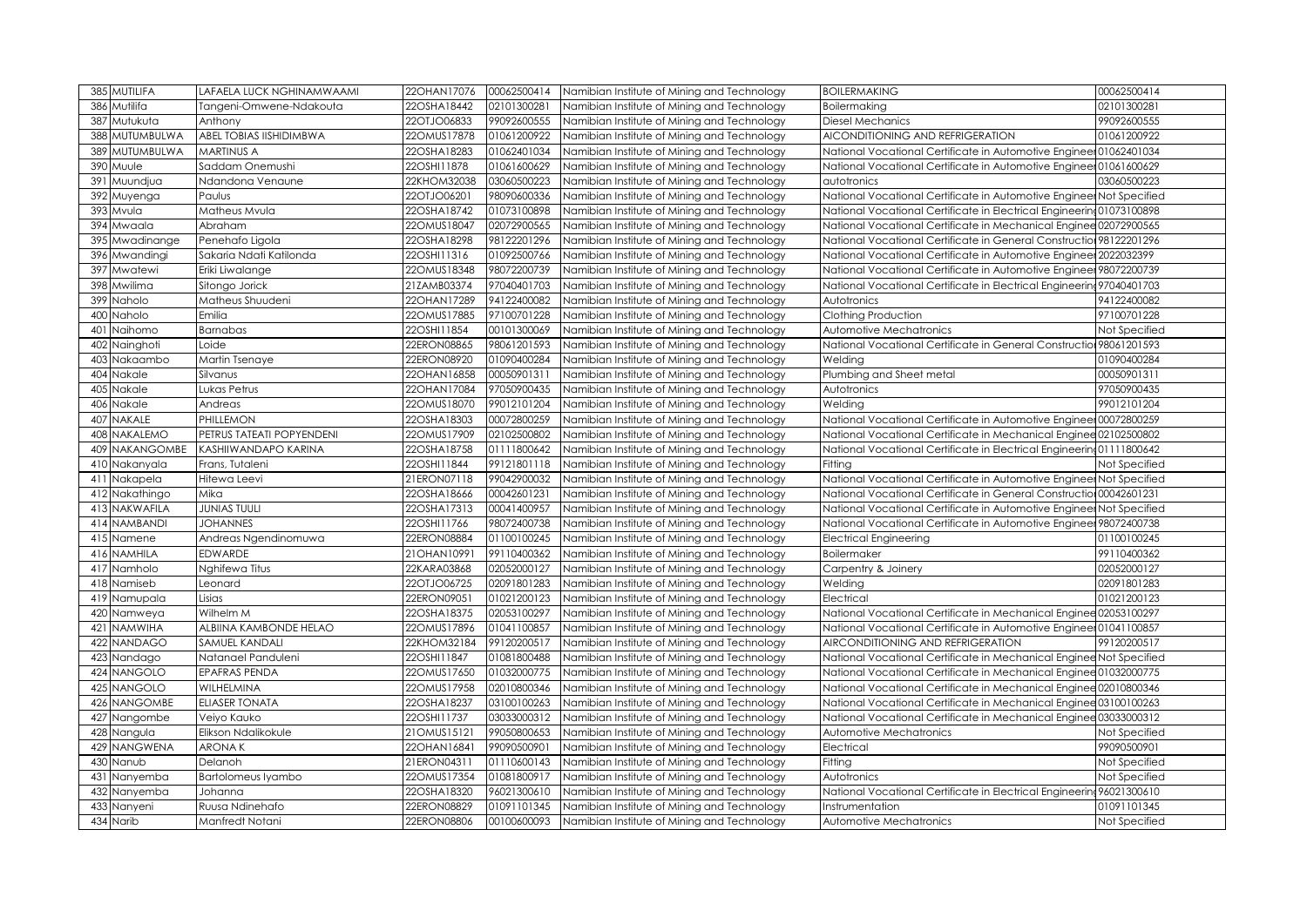| 385 | MUTILIFA | LAFAELA LUCK NGHINAMWAAMI | 22OHAN17076 | 00062500414 | Namibian Institute of Mining and Technology | BOILERMAKING | 00062500414 |
|---|---|---|---|---|---|---|---|
| 386 | Mutilifa | Tangeni-Omwene-Ndakouta | 22OSHA18442 | 02101300281 | Namibian Institute of Mining and Technology | Boilermaking | 02101300281 |
| 387 | Mutukuta | Anthony | 22OTJO06833 | 99092600555 | Namibian Institute of Mining and Technology | Diesel Mechanics | 99092600555 |
| 388 | MUTUMBULWA | ABEL TOBIAS IISHIDIMBWA | 22OMUS17878 | 01061200922 | Namibian Institute of Mining and Technology | AICONDITIONING AND REFRIGERATION | 01061200922 |
| 389 | MUTUMBULWA | MARTINUS A | 22OSHA18283 | 01062401034 | Namibian Institute of Mining and Technology | National Vocational Certificate in Automotive Enginee | 01062401034 |
| 390 | Muule | Saddam Onemushi | 22OSHI11878 | 01061600629 | Namibian Institute of Mining and Technology | National Vocational Certificate in Automotive Enginee | 01061600629 |
| 391 | Muundjua | Ndandona Venaune | 22KHOM32038 | 03060500223 | Namibian Institute of Mining and Technology | autotronics | 03060500223 |
| 392 | Muyenga | Paulus | 22OTJO06201 | 98090600336 | Namibian Institute of Mining and Technology | National Vocational Certificate in Automotive Enginee | Not Specified |
| 393 | Mvula | Matheus Mvula | 22OSHA18742 | 01073100898 | Namibian Institute of Mining and Technology | National Vocational Certificate in Electrical Engineerin | 01073100898 |
| 394 | Mwaala | Abraham | 22OMUS18047 | 02072900565 | Namibian Institute of Mining and Technology | National Vocational Certificate in Mechanical Enginee | 02072900565 |
| 395 | Mwadinange | Penehafo Ligola | 22OSHA18298 | 98122201296 | Namibian Institute of Mining and Technology | National Vocational Certificate in General Constructio | 98122201296 |
| 396 | Mwandingi | Sakaria Ndati Katilonda | 22OSHI11316 | 01092500766 | Namibian Institute of Mining and Technology | National Vocational Certificate in Automotive Enginee | 2022032399 |
| 397 | Mwatewi | Eriki Liwalange | 22OMUS18348 | 98072200739 | Namibian Institute of Mining and Technology | National Vocational Certificate in Automotive Enginee | 98072200739 |
| 398 | Mwilima | Sitongo Jorick | 21ZAMB03374 | 97040401703 | Namibian Institute of Mining and Technology | National Vocational Certificate in Electrical Engineerin | 97040401703 |
| 399 | Naholo | Matheus Shuudeni | 22OHAN17289 | 94122400082 | Namibian Institute of Mining and Technology | Autotronics | 94122400082 |
| 400 | Naholo | Emilia | 22OMUS17885 | 97100701228 | Namibian Institute of Mining and Technology | Clothing Production | 97100701228 |
| 401 | Naihomo | Barnabas | 22OSHI11854 | 00101300069 | Namibian Institute of Mining and Technology | Automotive Mechatronics | Not Specified |
| 402 | Nainghoti | Loide | 22ERON08865 | 98061201593 | Namibian Institute of Mining and Technology | National Vocational Certificate in General Constructio | 98061201593 |
| 403 | Nakaambo | Martin Tsenaye | 22ERON08920 | 01090400284 | Namibian Institute of Mining and Technology | Welding | 01090400284 |
| 404 | Nakale | Silvanus | 22OHAN16858 | 00050901311 | Namibian Institute of Mining and Technology | Plumbing and Sheet metal | 00050901311 |
| 405 | Nakale | Lukas Petrus | 22OHAN17084 | 97050900435 | Namibian Institute of Mining and Technology | Autotronics | 97050900435 |
| 406 | Nakale | Andreas | 22OMUS18070 | 99012101204 | Namibian Institute of Mining and Technology | Welding | 99012101204 |
| 407 | NAKALE | PHILLEMON | 22OSHA18303 | 00072800259 | Namibian Institute of Mining and Technology | National Vocational Certificate in Automotive Enginee | 00072800259 |
| 408 | NAKALEMO | PETRUS TATEATI POPYENDENI | 22OMUS17909 | 02102500802 | Namibian Institute of Mining and Technology | National Vocational Certificate in Mechanical Enginee | 02102500802 |
| 409 | NAKANGOMBE | KASHIIWANDAPO KARINA | 22OSHA18758 | 01111800642 | Namibian Institute of Mining and Technology | National Vocational Certificate in Electrical Engineerin | 01111800642 |
| 410 | Nakanyala | Frans, Tutaleni | 22OSHI11844 | 99121801118 | Namibian Institute of Mining and Technology | Fitting | Not Specified |
| 411 | Nakapela | Hitewa Leevi | 21ERON07118 | 99042900032 | Namibian Institute of Mining and Technology | National Vocational Certificate in Automotive Enginee | Not Specified |
| 412 | Nakathingo | Mika | 22OSHA18666 | 00042601231 | Namibian Institute of Mining and Technology | National Vocational Certificate in General Constructio | 00042601231 |
| 413 | NAKWAFILA | JUNIAS TUULI | 22OSHA17313 | 00041400957 | Namibian Institute of Mining and Technology | National Vocational Certificate in Automotive Enginee | Not Specified |
| 414 | NAMBANDI | JOHANNES | 22OSHI11766 | 98072400738 | Namibian Institute of Mining and Technology | National Vocational Certificate in Automotive Enginee | 98072400738 |
| 415 | Namene | Andreas Ngendinomuwa | 22ERON08884 | 01100100245 | Namibian Institute of Mining and Technology | Electrical Engineering | 01100100245 |
| 416 | NAMHILA | EDWARDE | 21OHAN10991 | 99110400362 | Namibian Institute of Mining and Technology | Boilermaker | 99110400362 |
| 417 | Namholo | Nghifewa Titus | 22KARA03868 | 02052000127 | Namibian Institute of Mining and Technology | Carpentry & Joinery | 02052000127 |
| 418 | Namiseb | Leonard | 22OTJO06725 | 02091801283 | Namibian Institute of Mining and Technology | Welding | 02091801283 |
| 419 | Namupala | Lisias | 22ERON09051 | 01021200123 | Namibian Institute of Mining and Technology | Electrical | 01021200123 |
| 420 | Namweya | Wilhelm M | 22OSHA18375 | 02053100297 | Namibian Institute of Mining and Technology | National Vocational Certificate in Mechanical Enginee | 02053100297 |
| 421 | NAMWIHA | ALBIINA KAMBONDE HELAO | 22OMUS17896 | 01041100857 | Namibian Institute of Mining and Technology | National Vocational Certificate in Automotive Enginee | 01041100857 |
| 422 | NANDAGO | SAMUEL KANDALI | 22KHOM32184 | 99120200517 | Namibian Institute of Mining and Technology | AIRCONDITIONING AND REFRIGERATION | 99120200517 |
| 423 | Nandago | Natanael Panduleni | 22OSHI11847 | 01081800488 | Namibian Institute of Mining and Technology | National Vocational Certificate in Mechanical Enginee | Not Specified |
| 424 | NANGOLO | EPAFRAS PENDA | 22OMUS17650 | 01032000775 | Namibian Institute of Mining and Technology | National Vocational Certificate in Mechanical Enginee | 01032000775 |
| 425 | NANGOLO | WILHELMINA | 22OMUS17958 | 02010800346 | Namibian Institute of Mining and Technology | National Vocational Certificate in Mechanical Enginee | 02010800346 |
| 426 | NANGOMBE | ELIASER TONATA | 22OSHA18237 | 03100100263 | Namibian Institute of Mining and Technology | National Vocational Certificate in Mechanical Enginee | 03100100263 |
| 427 | Nangombe | Veiyo Kauko | 22OSHI11737 | 03033000312 | Namibian Institute of Mining and Technology | National Vocational Certificate in Mechanical Enginee | 03033000312 |
| 428 | Nangula | Elikson Ndalikokule | 21OMUS15121 | 99050800653 | Namibian Institute of Mining and Technology | Automotive Mechatronics | Not Specified |
| 429 | NANGWENA | ARONA K | 22OHAN16841 | 99090500901 | Namibian Institute of Mining and Technology | Electrical | 99090500901 |
| 430 | Nanub | Delanoh | 21ERON04311 | 01110600143 | Namibian Institute of Mining and Technology | Fitting | Not Specified |
| 431 | Nanyemba | Bartolomeus Iyambo | 22OMUS17354 | 01081800917 | Namibian Institute of Mining and Technology | Autotronics | Not Specified |
| 432 | Nanyemba | Johanna | 22OSHA18320 | 96021300610 | Namibian Institute of Mining and Technology | National Vocational Certificate in Electrical Engineerin | 96021300610 |
| 433 | Nanyeni | Ruusa Ndinehafo | 22ERON08829 | 01091101345 | Namibian Institute of Mining and Technology | Instrumentation | 01091101345 |
| 434 | Narib | Manfredt Notani | 22ERON08806 | 00100600093 | Namibian Institute of Mining and Technology | Automotive Mechatronics | Not Specified |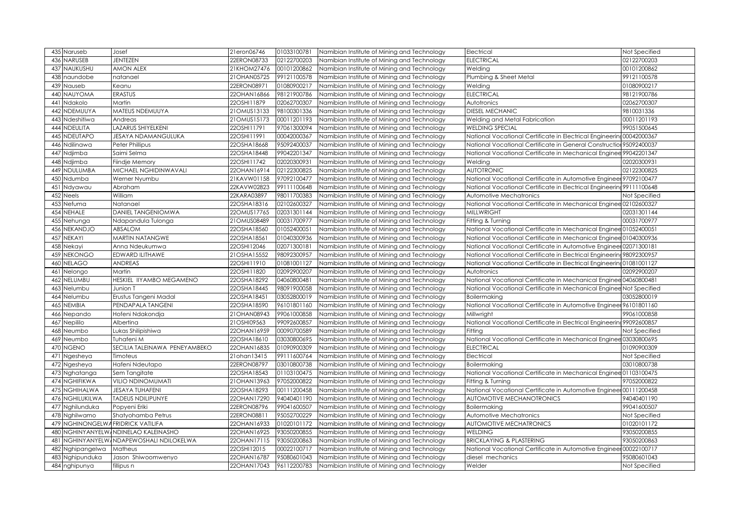| 435 | Naruseb | Josef | 21eron06746 | 01033100781 | Namibian Institute of Mining and Technology | Electrical | Not Specified |
|---|---|---|---|---|---|---|---|
| 436 | NARUSEB | JENTEZEN | 22ERON08733 | 02122700203 | Namibian Institute of Mining and Technology | ELECTRICAL | 02122700203 |
| 437 | NAUKUSHU | AMON ALEX | 21KHOM27476 | 00101200862 | Namibian Institute of Mining and Technology | Welding | 00101200862 |
| 438 | naundobe | natanael | 21OHAN05725 | 99121100578 | Namibian Institute of Mining and Technology | Plumbing & Sheet Metal | 99121100578 |
| 439 | Nauseb | Keanu | 22ERON08971 | 01080900217 | Namibian Institute of Mining and Technology | Welding | 01080900217 |
| 440 | NAUYOMA | ERASTUS | 22OHAN16866 | 98121900786 | Namibian Institute of Mining and Technology | ELECTRICAL | 98121900786 |
| 441 | Ndakolo | Martin | 22OSHI11879 | 02062700307 | Namibian Institute of Mining and Technology | Autotronics | 02062700307 |
| 442 | NDEMUUYA | MATEUS NDEMUUYA | 21OMUS13133 | 98100301336 | Namibian Institute of Mining and Technology | DIESEL MECHANIC | 9810031336 |
| 443 | Ndeshitiwa | Andreas | 21OMUS15173 | 00011201193 | Namibian Institute of Mining and Technology | Welding and Metal Fabrication | 00011201193 |
| 444 | NDEULITA | LAZARUS SHIYELKENI | 22OSHI11791 | 97061300094 | Namibian Institute of Mining and Technology | WELDING SPECIAL | 99051500645 |
| 445 | NDEUTAPO | JESAYA NDAMANGULUKA | 22OSHI11991 | 00042000367 | Namibian Institute of Mining and Technology | National Vocational Certificate in Electrical Engineerin | 00042000367 |
| 446 | Ndilinawa | Peter Phillipus | 22OSHA18668 | 95092400037 | Namibian Institute of Mining and Technology | National Vocational Certificate in General Constructio | 95092400037 |
| 447 | Ndjimba | Saimi Selma | 22OSHA18448 | 99042201347 | Namibian Institute of Mining and Technology | National Vocational Certificate in Mechanical Enginee | 99042201347 |
| 448 | Ndjimba | Fiindje Memory | 22OSHI11742 | 02020300931 | Namibian Institute of Mining and Technology | Welding | 02020300931 |
| 449 | NDULUMBA | MICHAEL NGHIDINWAVALI | 22OHAN16914 | 02122300825 | Namibian Institute of Mining and Technology | AUTOTRONIC | 02122300825 |
| 450 | Ndumba | Werner Nyumbu | 21KAVW01158 | 97092100477 | Namibian Institute of Mining and Technology | National Vocational Certificate in Automotive Enginee | 97092100477 |
| 451 | Ndyawau | Abraham | 22KAVW02823 | 99111100648 | Namibian Institute of Mining and Technology | National Vocational Certificate in Electrical Engineerin | 99111100648 |
| 452 | Neels | William | 22KARA03897 | 98011700383 | Namibian Institute of Mining and Technology | Automotive Mechatronics | Not Specified |
| 453 | Nefuma | Natanael | 22OSHA18316 | 02102600327 | Namibian Institute of Mining and Technology | National Vocational Certificate in Mechanical Enginee | 02102600327 |
| 454 | NEHALE | DANIEL TANGENIOMWA | 22OMUS17765 | 02031301144 | Namibian Institute of Mining and Technology | MILLWRIGHT | 02031301144 |
| 455 | Nehunga | Ndapandula Tulonga | 21OMUS08489 | 00031700977 | Namibian Institute of Mining and Technology | Fitting & Turning | 00031700977 |
| 456 | NEKANDJO | ABSALOM | 22OSHA18560 | 01052400051 | Namibian Institute of Mining and Technology | National Vocational Certificate in Mechanical Enginee | 01052400051 |
| 457 | NEKAYI | MARTIN NATANGWE | 22OSHA18561 | 01040300936 | Namibian Institute of Mining and Technology | National Vocational Certificate in Mechanical Enginee | 01040300936 |
| 458 | Nekayi | Anna Ndeukumwa | 22OSHI12046 | 02071300181 | Namibian Institute of Mining and Technology | National Vocational Certificate in Automotive Enginee | 02071300181 |
| 459 | NEKONGO | EDWARD ILITHAWE | 21OSHA15552 | 98092300957 | Namibian Institute of Mining and Technology | National Vocational Certificate in Electrical Engineerin | 98092300957 |
| 460 | NELAGO | ANDREAS | 22OSHI11910 | 01081001127 | Namibian Institute of Mining and Technology | National Vocational Certificate in Electrical Engineerin | 01081001127 |
| 461 | Nelongo | Martin | 22OSHI11820 | 02092900207 | Namibian Institute of Mining and Technology | Autotronics | 02092900207 |
| 462 | NELUMBU | HESKIEL IIYAMBO MEGAMENO | 22OSHA18292 | 04060800481 | Namibian Institute of Mining and Technology | National Vocational Certificate in Mechanical Enginee | 04060800481 |
| 463 | Nelumbu | Junion T | 22OSHA18445 | 98091900058 | Namibian Institute of Mining and Technology | National Vocational Certificate in Mechanical Enginee | Not Specified |
| 464 | Nelumbu | Erustus Tangeni Madal | 22OSHA18451 | 03052800019 | Namibian Institute of Mining and Technology | Boilermaking | 03052800019 |
| 465 | NEMBIA | PENDAPALA TANGENI | 22OSHA18590 | 96101801160 | Namibian Institute of Mining and Technology | National Vocational Certificate in Automotive Enginee | 96101801160 |
| 466 | Nepando | Hofeni Ndakondja | 21OHAN08943 | 99061000858 | Namibian Institute of Mining and Technology | Millwright | 99061000858 |
| 467 | Nepililo | Albertina | 21OSHI09563 | 99092600857 | Namibian Institute of Mining and Technology | National Vocational Certificate in Electrical Engineerin | 99092600857 |
| 468 | Neumbo | Lukas Shilipishiwa | 22OHAN16959 | 00090700589 | Namibian Institute of Mining and Technology | Fitting | Not Specified |
| 469 | Neumbo | Tuhafeni M | 22OSHA18610 | 03030800695 | Namibian Institute of Mining and Technology | National Vocational Certificate in Mechanical Enginee | 03030800695 |
| 470 | NGENO | SECILIA TALEINAWA PENEYAMBEKO | 22OHAN16835 | 01090900309 | Namibian Institute of Mining and Technology | ELECTRICAL | 01090900309 |
| 471 | Ngesheya | Timoteus | 21ohan13415 | 99111600764 | Namibian Institute of Mining and Technology | Electrical | Not Specified |
| 472 | Ngesheya | Hafeni Ndeutapo | 22ERON08797 | 03010800738 | Namibian Institute of Mining and Technology | Boilermaking | 03010800738 |
| 473 | Nghatanga | Sem Tangitate | 22OSHA18543 | 01103100475 | Namibian Institute of Mining and Technology | National Vocational Certificate in Mechanical Enginee | 01103100475 |
| 474 | NGHIFIKWA | VILIO NDINOMUMATI | 21OHAN13963 | 97052000822 | Namibian Institute of Mining and Technology | Fitting & Turning | 97052000822 |
| 475 | NGHIHALWA | JESAYA TUHAFENI | 22OSHA18293 | 00111200458 | Namibian Institute of Mining and Technology | National Vocational Certificate in Automotive Enginee | 00111200458 |
| 476 | NGHILUKILWA | TADEUS NDILIPUNYE | 22OHAN17290 | 94040401190 | Namibian Institute of Mining and Technology | AUTOMOTIVE MECHANOTRONICS | 94040401190 |
| 477 | Nghilunduka | Popyeni Eriki | 22ERON08796 | 99041600507 | Namibian Institute of Mining and Technology | Boilermaking | 99041600507 |
| 478 | Nghilwamo | Shatyohamba Petrus | 22ERON08811 | 95052700229 | Namibian Institute of Mining and Technology | Automotive Mechatronics | Not Specified |
| 479 | NGHINONGELWA | FRIDRICK VATILIFA | 22OHAN16933 | 01020101172 | Namibian Institute of Mining and Technology | AUTOMOTIVE MECHATRONICS | 01020101172 |
| 480 | NGHINYANYELW | NDINELAO KALEINASHO | 22OHAN16925 | 93050200855 | Namibian Institute of Mining and Technology | WELDING | 93050200855 |
| 481 | NGHINYANYELW | NDAPEWOSHALI NDILOKELWA | 22OHAN17115 | 93050200863 | Namibian Institute of Mining and Technology | BRICKLAYING & PLASTERING | 93050200863 |
| 482 | Nghipangelwa | Matheus | 22OSHI12015 | 00022100717 | Namibian Institute of Mining and Technology | National Vocational Certificate in Automotive Enginee | 00022100717 |
| 483 | Nghipunduka | Jason Shiwoomwenyo | 22OHAN16787 | 95080601043 | Namibian Institute of Mining and Technology | diesel mechanics | 95080601043 |
| 484 | nghipunya | fillipus n | 22OHAN17043 | 96112200783 | Namibian Institute of Mining and Technology | Welder | Not Specified |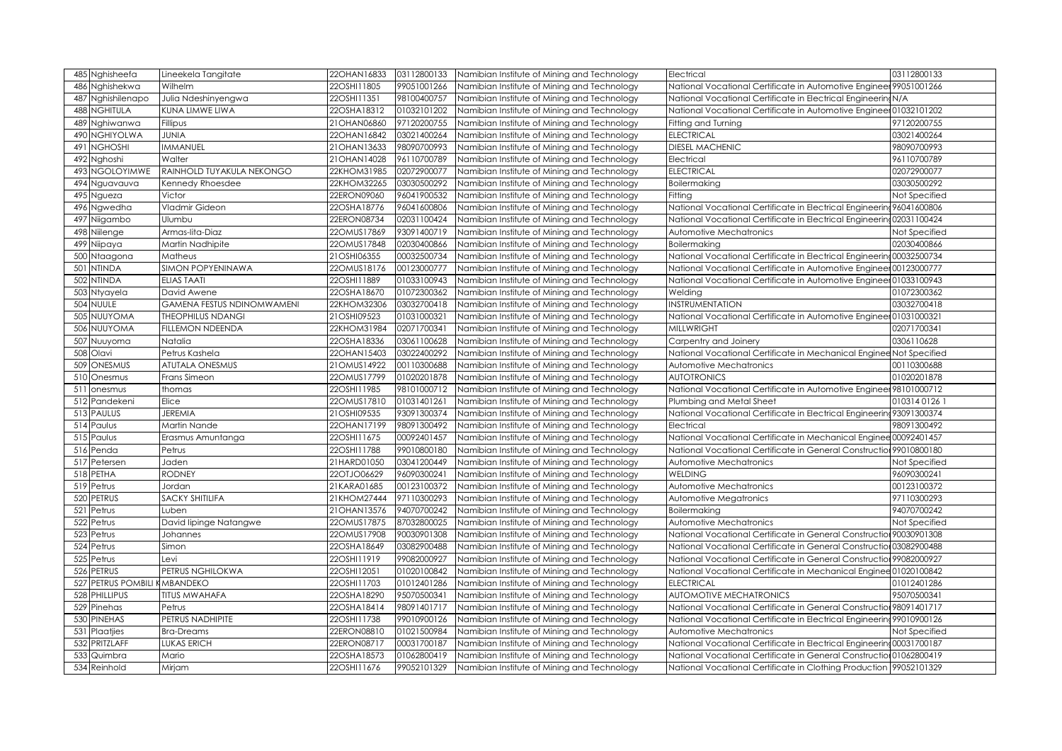| 485 | Nghisheefa | Lineekela Tangitate | 22OHAN16833 | 03112800133 | Namibian Institute of Mining and Technology | Electrical | 03112800133 |
|---|---|---|---|---|---|---|---|
| 486 | Nghishekwa | Wilhelm | 22OSHI11805 | 99051001266 | Namibian Institute of Mining and Technology | National Vocational Certificate in Automotive Enginee | 99051001266 |
| 487 | Nghishilenapo | Julia Ndeshinyengwa | 22OSHI11351 | 98100400757 | Namibian Institute of Mining and Technology | National Vocational Certificate in Electrical Engineerin | N/A |
| 488 | NGHITULA | KUNA LIMWE LIWA | 22OSHA18312 | 01032101202 | Namibian Institute of Mining and Technology | National Vocational Certificate in Automotive Enginee | 01032101202 |
| 489 | Nghiwanwa | Fillipus | 21OHAN06860 | 97120200755 | Namibian Institute of Mining and Technology | Fitting and Turning | 97120200755 |
| 490 | NGHIYOLWA | JUNIA | 22OHAN16842 | 03021400264 | Namibian Institute of Mining and Technology | ELECTRICAL | 03021400264 |
| 491 | NGHOSHI | IMMANUEL | 21OHAN13633 | 98090700993 | Namibian Institute of Mining and Technology | DIESEL MACHENIC | 98090700993 |
| 492 | Nghoshi | Walter | 21OHAN14028 | 96110700789 | Namibian Institute of Mining and Technology | Electrical | 96110700789 |
| 493 | NGOLOYIMWE | RAINHOLD TUYAKULA NEKONGO | 22KHOM31985 | 02072900077 | Namibian Institute of Mining and Technology | ELECTRICAL | 02072900077 |
| 494 | Nguavauva | Kennedy Rhoesdee | 22KHOM32265 | 03030500292 | Namibian Institute of Mining and Technology | Boilermaking | 03030500292 |
| 495 | Ngueza | Victor | 22ERON09060 | 96041900532 | Namibian Institute of Mining and Technology | Fitting | Not Specified |
| 496 | Ngwedha | Vladmir Gideon | 22OSHA18776 | 96041600806 | Namibian Institute of Mining and Technology | National Vocational Certificate in Electrical Engineerin | 96041600806 |
| 497 | Niigambo | Ulumbu | 22ERON08734 | 02031100424 | Namibian Institute of Mining and Technology | National Vocational Certificate in Electrical Engineerin | 02031100424 |
| 498 | Niilenge | Armas-Iita-Diaz | 22OMUS17869 | 93091400719 | Namibian Institute of Mining and Technology | Automotive Mechatronics | Not Specified |
| 499 | Niipaya | Martin Nadhipite | 22OMUS17848 | 02030400866 | Namibian Institute of Mining and Technology | Boilermaking | 02030400866 |
| 500 | Ntaagona | Matheus | 21OSHI06355 | 00032500734 | Namibian Institute of Mining and Technology | National Vocational Certificate in Electrical Engineerin | 00032500734 |
| 501 | NTINDA | SIMON POPYENINAWA | 22OMUS18176 | 00123000777 | Namibian Institute of Mining and Technology | National Vocational Certificate in Automotive Enginee | 00123000777 |
| 502 | NTINDA | ELIAS TAATI | 22OSHI11889 | 01033100943 | Namibian Institute of Mining and Technology | National Vocational Certificate in Automotive Enginee | 01033100943 |
| 503 | Ntyayela | David Awene | 22OSHA18670 | 01072300362 | Namibian Institute of Mining and Technology | Welding | 01072300362 |
| 504 | NUULE | GAMENA FESTUS NDINOMWAMENI | 22KHOM32306 | 03032700418 | Namibian Institute of Mining and Technology | INSTRUMENTATION | 03032700418 |
| 505 | NUUYOMA | THEOPHILUS NDANGI | 21OSHI09523 | 01031000321 | Namibian Institute of Mining and Technology | National Vocational Certificate in Automotive Enginee | 01031000321 |
| 506 | NUUYOMA | FILLEMON NDEENDA | 22KHOM31984 | 02071700341 | Namibian Institute of Mining and Technology | MILLWRIGHT | 02071700341 |
| 507 | Nuuyoma | Natalia | 22OSHA18336 | 03061100628 | Namibian Institute of Mining and Technology | Carpentry and Joinery | 0306110628 |
| 508 | Olavi | Petrus Kashela | 22OHAN15403 | 03022400292 | Namibian Institute of Mining and Technology | National Vocational Certificate in Mechanical Enginee | Not Specified |
| 509 | ONESMUS | ATUTALA ONESMUS | 21OMUS14922 | 00110300688 | Namibian Institute of Mining and Technology | Automotive Mechatronics | 00110300688 |
| 510 | Onesmus | Frans Simeon | 22OMUS17799 | 01020201878 | Namibian Institute of Mining and Technology | AUTOTRONICS | 01020201878 |
| 511 | onesmus | thomas | 22OSHI11985 | 98101000712 | Namibian Institute of Mining and Technology | National Vocational Certificate in Automotive Enginee | 98101000712 |
| 512 | Pandekeni | Elice | 22OMUS17810 | 01031401261 | Namibian Institute of Mining and Technology | Plumbing and Metal Sheet | 010314 0126 1 |
| 513 | PAULUS | JEREMIA | 21OSHI09535 | 93091300374 | Namibian Institute of Mining and Technology | National Vocational Certificate in Electrical Engineerin | 93091300374 |
| 514 | Paulus | Martin Nande | 22OHAN17199 | 98091300492 | Namibian Institute of Mining and Technology | Electrical | 98091300492 |
| 515 | Paulus | Erasmus Amuntanga | 22OSHI11675 | 00092401457 | Namibian Institute of Mining and Technology | National Vocational Certificate in Mechanical Enginee | 00092401457 |
| 516 | Penda | Petrus | 22OSHI11788 | 99010800180 | Namibian Institute of Mining and Technology | National Vocational Certificate in General Constructio | 99010800180 |
| 517 | Petersen | Jaden | 21HARD01050 | 03041200449 | Namibian Institute of Mining and Technology | Automotive Mechatronics | Not Specified |
| 518 | PETHA | RODNEY | 22OTJO06629 | 96090300241 | Namibian Institute of Mining and Technology | WELDING | 96090300241 |
| 519 | Petrus | Jordan | 21KARA01685 | 00123100372 | Namibian Institute of Mining and Technology | Automotive Mechatronics | 00123100372 |
| 520 | PETRUS | SACKY SHITILIFA | 21KHOM27444 | 97110300293 | Namibian Institute of Mining and Technology | Automotive Megatronics | 97110300293 |
| 521 | Petrus | Luben | 21OHAN13576 | 94070700242 | Namibian Institute of Mining and Technology | Boilermaking | 94070700242 |
| 522 | Petrus | David Iipinge Natangwe | 22OMUS17875 | 87032800025 | Namibian Institute of Mining and Technology | Automotive Mechatronics | Not Specified |
| 523 | Petrus | Johannes | 22OMUS17908 | 90030901308 | Namibian Institute of Mining and Technology | National Vocational Certificate in General Constructio | 90030901308 |
| 524 | Petrus | Simon | 22OSHA18649 | 03082900488 | Namibian Institute of Mining and Technology | National Vocational Certificate in General Constructio | 03082900488 |
| 525 | Petrus | Levi | 22OSHI11919 | 99082000927 | Namibian Institute of Mining and Technology | National Vocational Certificate in General Constructio | 99082000927 |
| 526 | PETRUS | PETRUS NGHILOKWA | 22OSHI12051 | 01020100842 | Namibian Institute of Mining and Technology | National Vocational Certificate in Mechanical Enginee | 01020100842 |
| 527 | PETRUS POMBILI K | MBANDEKO | 22OSHI11703 | 01012401286 | Namibian Institute of Mining and Technology | ELECTRICAL | 01012401286 |
| 528 | PHILLIPUS | TITUS MWAHAFA | 22OSHA18290 | 95070500341 | Namibian Institute of Mining and Technology | AUTOMOTIVE MECHATRONICS | 95070500341 |
| 529 | Pinehas | Petrus | 22OSHA18414 | 98091401717 | Namibian Institute of Mining and Technology | National Vocational Certificate in General Constructio | 98091401717 |
| 530 | PINEHAS | PETRUS NADHIPITE | 22OSHI11738 | 99010900126 | Namibian Institute of Mining and Technology | National Vocational Certificate in Electrical Engineerin | 99010900126 |
| 531 | Plaatjies | Bra-Dreams | 22ERON08810 | 01021500984 | Namibian Institute of Mining and Technology | Automotive Mechatronics | Not Specified |
| 532 | PRITZLAFF | LUKAS ERICH | 22ERON08717 | 00031700187 | Namibian Institute of Mining and Technology | National Vocational Certificate in Electrical Engineerin | 00031700187 |
| 533 | Quimbra | Mario | 22OSHA18573 | 01062800419 | Namibian Institute of Mining and Technology | National Vocational Certificate in General Constructio | 01062800419 |
| 534 | Reinhold | Mirjam | 22OSHI11676 | 99052101329 | Namibian Institute of Mining and Technology | National Vocational Certificate in Clothing Production | 99052101329 |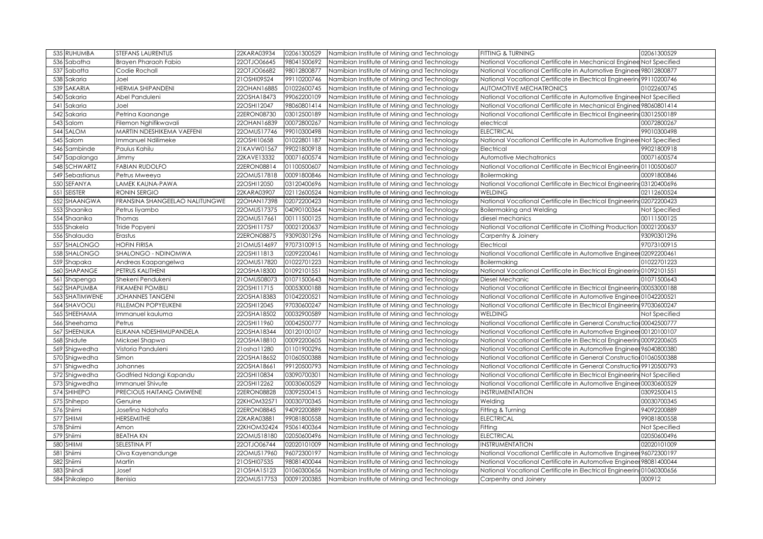| 535 | RUHUMBA | STEFANS LAURENTUS | 22KARA03934 | 02061300529 | Namibian Institute of Mining and Technology | FITTING & TURNING | 02061300529 |
|---|---|---|---|---|---|---|---|
| 536 | Sabatha | Brayen Pharaoh Fabio | 22OTJO06645 | 98041500692 | Namibian Institute of Mining and Technology | National Vocational Certificate in Mechanical Enginee | Not Specified |
| 537 | Sabatta | Codie Rochall | 22OTJO06682 | 98012800877 | Namibian Institute of Mining and Technology | National Vocational Certificate in Automotive Engineer | 98012800877 |
| 538 | Sakaria | Joel | 21OSHI09524 | 99110200746 | Namibian Institute of Mining and Technology | National Vocational Certificate in Electrical Engineerin | 99110200746 |
| 539 | SAKARIA | HERMIA SHIPANDENI | 22OHAN16885 | 01022600745 | Namibian Institute of Mining and Technology | AUTOMOTIVE MECHATRONICS | 01022600745 |
| 540 | Sakaria | Abel Panduleni | 22OSHA18473 | 99062200109 | Namibian Institute of Mining and Technology | National Vocational Certificate in Automotive Engineer | Not Specified |
| 541 | Sakaria | Joel | 22OSHI12047 | 98060801414 | Namibian Institute of Mining and Technology | National Vocational Certificate in Mechanical Enginee | 98060801414 |
| 542 | Sakaria | Petrina Kaanange | 22ERON08730 | 03012500189 | Namibian Institute of Mining and Technology | National Vocational Certificate in Electrical Engineerin | 03012500189 |
| 543 | Salom | Filemon Nghifikwavali | 22OHAN16839 | 00072800267 | Namibian Institute of Mining and Technology | electrical | 00072800267 |
| 544 | SALOM | MARTIN NDESHIKEMA VAEFENI | 22OMUS17746 | 99010300498 | Namibian Institute of Mining and Technology | ELECTRICAL | 99010300498 |
| 545 | Salom | Immanuel Ndilimeke | 22OSHI10658 | 01022801187 | Namibian Institute of Mining and Technology | National Vocational Certificate in Automotive Engineer | Not Specified |
| 546 | Sambinde | Paulus Kahilu | 21KAVW01567 | 99021800918 | Namibian Institute of Mining and Technology | Electrical | 99021800918 |
| 547 | Sapalanga | Jimmy | 22KAVE13332 | 00071600574 | Namibian Institute of Mining and Technology | Automotive Mechatronics | 00071600574 |
| 548 | SCHWARTZ | FABIAN RUDOLFO | 22ERON08814 | 01100500607 | Namibian Institute of Mining and Technology | National Vocational Certificate in Electrical Engineerin | 01100500607 |
| 549 | Sebastianus | Petrus Mweeya | 22OMUS17818 | 00091800846 | Namibian Institute of Mining and Technology | Boilermaking | 00091800846 |
| 550 | SEFANYA | LAMEK KAUNA-PAWA | 22OSHI12050 | 03120400696 | Namibian Institute of Mining and Technology | National Vocational Certificate in Electrical Engineerin | 03120400696 |
| 551 | SEISTER | RONIN SERGIO | 22KARA03907 | 02112600524 | Namibian Institute of Mining and Technology | WELDING | 02112600524 |
| 552 | SHAANGWA | FRANSINA SHANGEELAO NALITUNGWE | 22OHAN17398 | 02072200423 | Namibian Institute of Mining and Technology | National Vocational Certificate in Electrical Engineerin | 02072200423 |
| 553 | Shaanika | Petrus Iiyambo | 22OMUS17375 | 04090100364 | Namibian Institute of Mining and Technology | Boilermaking and Welding | Not Specified |
| 554 | Shaanika | Thomas | 22OMUS17661 | 00111500125 | Namibian Institute of Mining and Technology | diesel mechanics | 00111500125 |
| 555 | Shakela | Tride Popyeni | 22OSHI11757 | 00021200637 | Namibian Institute of Mining and Technology | National Vocational Certificate in Clothing Production | 00021200637 |
| 556 | Shalauda | Erastus | 22ERON08875 | 93090301296 | Namibian Institute of Mining and Technology | Carpentry & Joinery | 93090301296 |
| 557 | SHALONGO | HOFIN FIRISA | 21OMUS14697 | 97073100915 | Namibian Institute of Mining and Technology | Electrical | 97073100915 |
| 558 | SHALONGO | SHALONGO - NDINOMWA | 22OSHI11813 | 02092200461 | Namibian Institute of Mining and Technology | National Vocational Certificate in Automotive Engineer | 02092200461 |
| 559 | Shapaka | Andreas Kaapangelwa | 22OMUS17820 | 01022701223 | Namibian Institute of Mining and Technology | Boilermaking | 01022701223 |
| 560 | SHAPANGE | PETRUS KALITHENI | 22OSHA18300 | 01092101551 | Namibian Institute of Mining and Technology | National Vocational Certificate in Electrical Engineerin | 01092101551 |
| 561 | Shapenga | Shekeni Pendukeni | 21OMUS08073 | 01071500643 | Namibian Institute of Mining and Technology | Diesel Mechanic | 01071500643 |
| 562 | SHAPUMBA | FIKAMENI POMBILI | 22OSHI11715 | 00053000188 | Namibian Institute of Mining and Technology | National Vocational Certificate in Electrical Engineerin | 00053000188 |
| 563 | SHATIMWENE | JOHANNES TANGENI | 22OSHA18383 | 01042200521 | Namibian Institute of Mining and Technology | National Vocational Certificate in Automotive Engineer | 01042200521 |
| 564 | SHAVOOLI | FILLEMON POPYEUKENI | 22OSHI12045 | 97030600247 | Namibian Institute of Mining and Technology | National Vocational Certificate in Electrical Engineerin | 97030600247 |
| 565 | SHEEHAMA | Immanuel kauluma | 22OSHA18502 | 00032900589 | Namibian Institute of Mining and Technology | WELDING | Not Specified |
| 566 | Sheehama | Petrus | 22OSHI11960 | 00042500777 | Namibian Institute of Mining and Technology | National Vocational Certificate in General Constructio | 00042500777 |
| 567 | SHEENUKA | ELIKANA NDESHIMUPANDELA | 22OSHA18344 | 00120100107 | Namibian Institute of Mining and Technology | National Vocational Certificate in Automotive Engineer | 00120100107 |
| 568 | Shidute | Mickael Shapwa | 22OSHA18810 | 00092200605 | Namibian Institute of Mining and Technology | National Vocational Certificate in Electrical Engineerin | 00092200605 |
| 569 | Shigwedha | Vistoria Panduleni | 21osha11280 | 01101900296 | Namibian Institute of Mining and Technology | National Vocational Certificate in Automotive Engineer | 96040800380 |
| 570 | Shigwedha | Simon | 22OSHA18652 | 01060500388 | Namibian Institute of Mining and Technology | National Vocational Certificate in General Constructio | 01060500388 |
| 571 | Shigwedha | Johannes | 22OSHA18661 | 99120500793 | Namibian Institute of Mining and Technology | National Vocational Certificate in General Constructio | 99120500793 |
| 572 | Shigwedha | Godfried Ndangi Kapandu | 22OSHI10834 | 03090700301 | Namibian Institute of Mining and Technology | National Vocational Certificate in Electrical Engineerin | Not Specified |
| 573 | Shigwedha | Immanuel Shivute | 22OSHI12262 | 00030600529 | Namibian Institute of Mining and Technology | National Vocational Certificate in Automotive Engineer | 00030600529 |
| 574 | SHIHEPO | PRECIOUS HAITANG OMWENE | 22ERON08828 | 03092500415 | Namibian Institute of Mining and Technology | INSTRUMENTATION | 03092500415 |
| 575 | Shihepo | Genuine | 22KHOM32571 | 00030700345 | Namibian Institute of Mining and Technology | Welding | 00030700345 |
| 576 | Shiimi | Josefina Ndahafa | 22ERON08845 | 94092200889 | Namibian Institute of Mining and Technology | Fitting & Turning | 94092200889 |
| 577 | SHIIMI | HERSEMITHE | 22KARA03881 | 99081800558 | Namibian Institute of Mining and Technology | ELECTRICAL | 99081800558 |
| 578 | Shiimi | Amon | 22KHOM32424 | 95061400364 | Namibian Institute of Mining and Technology | Fitting | Not Specified |
| 579 | Shiimi | BEATHA KN | 22OMUS18180 | 02050600496 | Namibian Institute of Mining and Technology | ELECTRICAL | 02050600496 |
| 580 | SHIIMI | SELESTINA PT | 22OTJO06744 | 02020101009 | Namibian Institute of Mining and Technology | INSTRUMENTATION | 02020101009 |
| 581 | Shiimi | Oiva Kayenandunge | 22OMUS17960 | 96072300197 | Namibian Institute of Mining and Technology | National Vocational Certificate in Automotive Engineer | 96072300197 |
| 582 | Shiimi | Martin | 21OSHI07535 | 98081400044 | Namibian Institute of Mining and Technology | National Vocational Certificate in Automotive Engineer | 98081400044 |
| 583 | Shiindi | Josef | 21OSHA15123 | 01060300656 | Namibian Institute of Mining and Technology | National Vocational Certificate in Electrical Engineerin | 01060300656 |
| 584 | Shikalepo | Benisia | 22OMUS17753 | 00091200385 | Namibian Institute of Mining and Technology | Carpentry and Joinery | 000912 |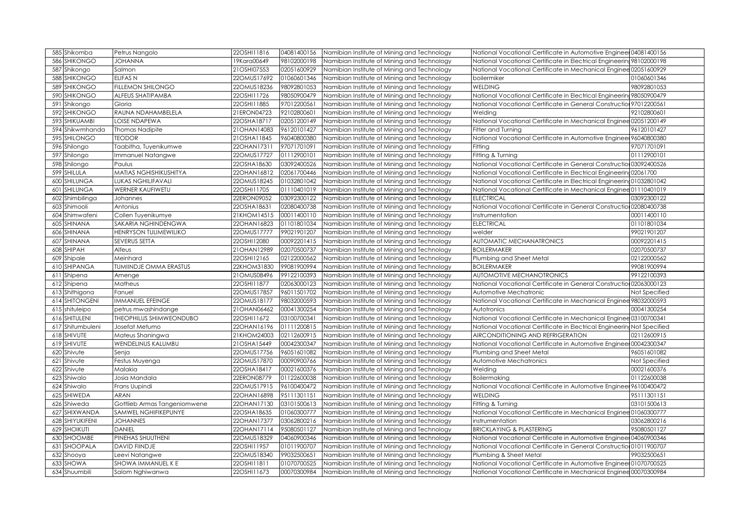| 585 | Shikomba | Petrus Nangolo | 22OSHI11816 | 04081400156 | Namibian Institute of Mining and Technology | National Vocational Certificate in Automotive Engineer | 04081400156 |
|---|---|---|---|---|---|---|---|
| 586 | SHIKONGO | JOHANNA | 19Kara00649 | 98102000198 | Namibian Institute of Mining and Technology | National Vocational Certificate in Electrical Engineering | 98102000198 |
| 587 | Shikongo | Salmon | 21OSHI07553 | 02051600929 | Namibian Institute of Mining and Technology | National Vocational Certificate in Mechanical Enginee | 02051600929 |
| 588 | SHIKONGO | ELIFAS N | 22OMUS17692 | 01060601346 | Namibian Institute of Mining and Technology | boilermiker | 01060601346 |
| 589 | SHIKONGO | FILLEMON SHILONGO | 22OMUS18236 | 98092801053 | Namibian Institute of Mining and Technology | WELDING | 98092801053 |
| 590 | SHIKONGO | ALFEUS SHATIPAMBA | 22OSHI11726 | 98050900479 | Namibian Institute of Mining and Technology | National Vocational Certificate in Electrical Engineering | 98050900479 |
| 591 | Shikongo | Gloria | 22OSHI11885 | 97012200561 | Namibian Institute of Mining and Technology | National Vocational Certificate in General Constructio | 97012200561 |
| 592 | SHIKONGO | RAUNA NDAHAMBELELA | 21ERON04723 | 92102800601 | Namibian Institute of Mining and Technology | Welding | 92102800601 |
| 593 | SHIKUAMBI | LOISE NDAPEWA | 22OSHA18717 | 02051200149 | Namibian Institute of Mining and Technology | National Vocational Certificate in Mechanical Enginee | 02051200149 |
| 594 | Shikwmhanda | Thomas Nadipite | 21OHAN14083 | 96120101427 | Namibian Institute of Mining and Technology | Fitter and Turning | 96120101427 |
| 595 | SHILONGO | TEODOR | 21OSHA11845 | 96040800380 | Namibian Institute of Mining and Technology | National Vocational Certificate in Automotive Engineer | 96040800380 |
| 596 | Shilongo | Taabitha, Tuyenikumwe | 22OHAN17311 | 97071701091 | Namibian Institute of Mining and Technology | Fitting | 97071701091 |
| 597 | Shilongo | Immanuel Natangwe | 22OMUS17727 | 01112900101 | Namibian Institute of Mining and Technology | Fitting & Turning | 01112900101 |
| 598 | Shilongo | Paulus | 22OSHA18630 | 03092400526 | Namibian Institute of Mining and Technology | National Vocational Certificate in General Constructio | 03092400526 |
| 599 | SHILULA | MATIAS NGHISHIKUSHITYA | 22OHAN16812 | 02061700446 | Namibian Institute of Mining and Technology | National Vocational Certificate in Electrical Engineering | 02061700 |
| 600 | SHILUNGA | LUKAS NGHILIFAVALI | 22OMUS18245 | 01032801042 | Namibian Institute of Mining and Technology | National Vocational Certificate in Electrical Engineering | 01032801042 |
| 601 | SHILUNGA | WERNER KAUFIWETU | 22OSHI11705 | 01110401019 | Namibian Institute of Mining and Technology | National Vocational Certificate in Mechanical Enginee | 01110401019 |
| 602 | Shimbilinga | Johannes | 22ERON09052 | 03092300122 | Namibian Institute of Mining and Technology | ELECTRICAL | 03092300122 |
| 603 | Shimooli | Antonius | 22OSHA18631 | 02080400738 | Namibian Institute of Mining and Technology | National Vocational Certificate in General Constructio | 02080400738 |
| 604 | Shimwafeni | Collen Tuyenikumye | 21KHOM14515 | 00011400110 | Namibian Institute of Mining and Technology | Instrumentation | 00011400110 |
| 605 | SHINANA | SAKARIA NGHINDENGWA | 22OHAN16823 | 01101801034 | Namibian Institute of Mining and Technology | ELECTRICAL | 01101801034 |
| 606 | SHINANA | HENRYSON TULIMEWILIKO | 22OMUS17777 | 99021901207 | Namibian Institute of Mining and Technology | welder | 99021901207 |
| 607 | SHINANA | SEVERUS SETTA | 22OSHI12080 | 00092201415 | Namibian Institute of Mining and Technology | AUTOMATIC MECHANATRONICS | 00092201415 |
| 608 | SHIPAH | Alfeus | 21OHAN12989 | 02070500737 | Namibian Institute of Mining and Technology | BOILERMAKER | 02070500737 |
| 609 | Shipale | Meinhard | 22OSHI12165 | 02122000562 | Namibian Institute of Mining and Technology | Plumbing and Sheet Metal | 02122000562 |
| 610 | SHIPANGA | TUMIINDJE OMMA ERASTUS | 22KHOM31830 | 99081900994 | Namibian Institute of Mining and Technology | BOILERMAKER | 99081900994 |
| 611 | Shipena | Amenge | 21OMUS08496 | 99122100393 | Namibian Institute of Mining and Technology | AUTOMOTIVE MECHANOTRONICS | 99122100393 |
| 612 | Shipena | Matheus | 22OSHI11877 | 02063000123 | Namibian Institute of Mining and Technology | National Vocational Certificate in General Constructio | 02063000123 |
| 613 | Shithigona | Fanuel | 22OMUS17857 | 96011501702 | Namibian Institute of Mining and Technology | Automotive Mechatronic | Not Specified |
| 614 | SHITONGENI | IMMANUEL EFEINGE | 22OMUS18177 | 98032000593 | Namibian Institute of Mining and Technology | National Vocational Certificate in Mechanical Enginee | 98032000593 |
| 615 | shituleipo | petrus mwashindange | 21OHAN06462 | 00041300254 | Namibian Institute of Mining and Technology | Autotronics | 00041300254 |
| 616 | SHITULENI | THEOPHILUS SHIMWEONDUBO | 22OSHI11672 | 03100700341 | Namibian Institute of Mining and Technology | National Vocational Certificate in Mechanical Enginee | 03100700341 |
| 617 | Shitumbuleni | Josefat Metumo | 22OHAN16196 | 01111200815 | Namibian Institute of Mining and Technology | National Vocational Certificate in Electrical Engineering | Not Specified |
| 618 | SHIVUTE | Mateus Shaningwa | 21KHOM24003 | 02112600915 | Namibian Institute of Mining and Technology | AIRCONDITIONING AND REFRIGERATION | 02112600915 |
| 619 | SHIVUTE | WENDELINUS KALUMBU | 21OSHA15449 | 00042300347 | Namibian Institute of Mining and Technology | National Vocational Certificate in Automotive Engineer | 00042300347 |
| 620 | Shivute | Senja | 22OMUS17756 | 96051601082 | Namibian Institute of Mining and Technology | Plumbing and Sheet Metal | 96051601082 |
| 621 | Shivute | Festus Muyenga | 22OMUS17870 | 00090900766 | Namibian Institute of Mining and Technology | Automotive Mechatronics | Not Specified |
| 622 | Shivute | Malakia | 22OSHA18417 | 00021600376 | Namibian Institute of Mining and Technology | Welding | 00021600376 |
| 623 | Shiwalo | Josia Mandala | 22ERON08779 | 01122600038 | Namibian Institute of Mining and Technology | Boilermaking | 01122600038 |
| 624 | Shiwalo | Frans Uupindi | 22OMUS17915 | 96100400472 | Namibian Institute of Mining and Technology | National Vocational Certificate in Automotive Engineer | 96100400472 |
| 625 | SHIWEDA | ARAN | 22OHAN16898 | 95111301151 | Namibian Institute of Mining and Technology | WELDING | 95111301151 |
| 626 | Shiweda | Gottlieb Armas Tangeniomwene | 22OHAN17130 | 03101500613 | Namibian Institute of Mining and Technology | Fitting & Turning | 03101500613 |
| 627 | SHIXWANDA | SAMWEL NGHIFIKEPUNYE | 22OSHA18635 | 01060300777 | Namibian Institute of Mining and Technology | National Vocational Certificate in Mechanical Enginee | 01060300777 |
| 628 | SHIYUKIFENI | JOHANNES | 22OHAN17377 | 03062800216 | Namibian Institute of Mining and Technology | instrumentation | 03062800216 |
| 629 | SHOIKUTI | DANIEL | 22OHAN17114 | 95080501127 | Namibian Institute of Mining and Technology | BRICKLAYING & PLASTERING | 95080501127 |
| 630 | SHOOMBE | PINEHAS SHUUTHENI | 22OMUS18329 | 04060900346 | Namibian Institute of Mining and Technology | National Vocational Certificate in Automotive Engineer | 04060900346 |
| 631 | SHOOPALA | DAVID FIINDJE | 22OSHI11957 | 01011900707 | Namibian Institute of Mining and Technology | National Vocational Certificate in General Constructio | 01011900707 |
| 632 | Shooya | Leevi Natangwe | 22OMUS18340 | 99032500651 | Namibian Institute of Mining and Technology | Plumbing & Sheet Metal | 99032500651 |
| 633 | SHOWA | SHOWA IMMANUEL K E | 22OSHI11811 | 01070700525 | Namibian Institute of Mining and Technology | National Vocational Certificate in Automotive Engineer | 01070700525 |
| 634 | Shuumbili | Salom Nghiwanwa | 22OSHI11673 | 00070300984 | Namibian Institute of Mining and Technology | National Vocational Certificate in Mechanical Enginee | 00070300984 |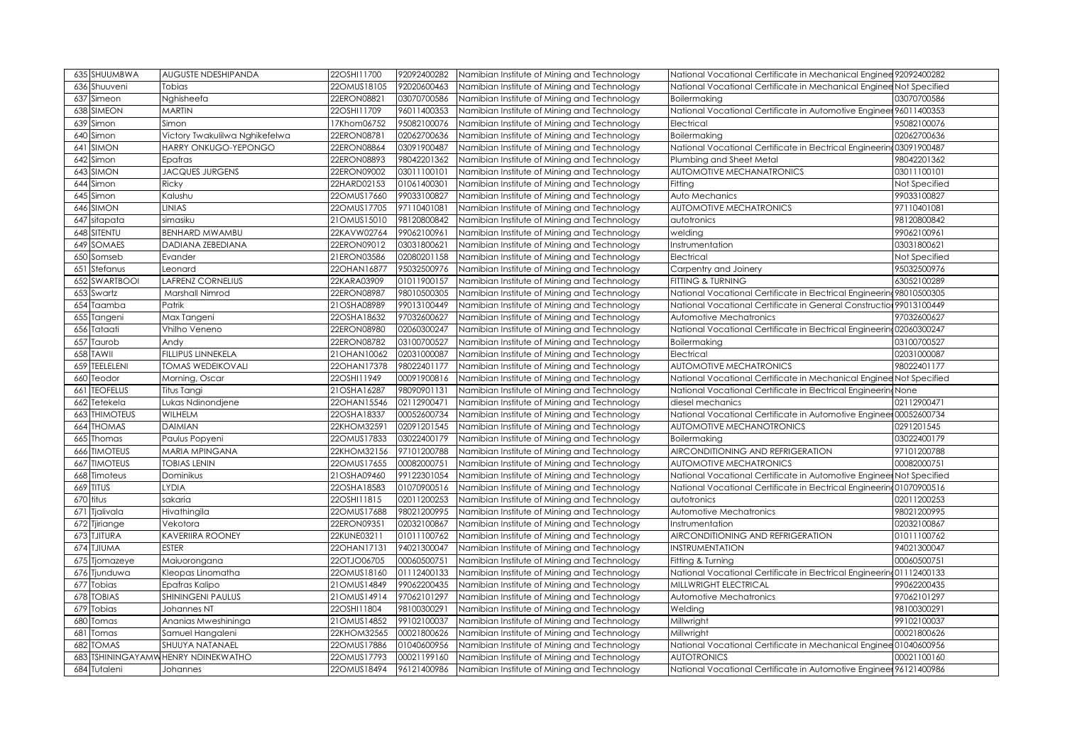| 635 | SHUUMBWA | AUGUSTE NDESHIPANDA | 22OSHI11700 | 92092400282 | Namibian Institute of Mining and Technology | National Vocational Certificate in Mechanical Enginee | 92092400282 |
|---|---|---|---|---|---|---|---|
| 636 | Shuuveni | Tobias | 22OMUS18105 | 92020600463 | Namibian Institute of Mining and Technology | National Vocational Certificate in Mechanical Enginee | Not Specified |
| 637 | Simeon | Nghisheefa | 22ERON08821 | 03070700586 | Namibian Institute of Mining and Technology | Boilermaking | 03070700586 |
| 638 | SIMEON | MARTIN | 22OSHI11709 | 96011400353 | Namibian Institute of Mining and Technology | National Vocational Certificate in Automotive Enginee | 96011400353 |
| 639 | Simon | Simon | 17Khom06752 | 95082100076 | Namibian Institute of Mining and Technology | Electrical | 95082100076 |
| 640 | Simon | Victory Twakulilwa Nghikefelwa | 22ERON08781 | 02062700636 | Namibian Institute of Mining and Technology | Boilermaking | 02062700636 |
| 641 | SIMON | HARRY ONKUGO-YEPONGO | 22ERON08864 | 03091900487 | Namibian Institute of Mining and Technology | National Vocational Certificate in Electrical Engineerin | 03091900487 |
| 642 | Simon | Epafras | 22ERON08893 | 98042201362 | Namibian Institute of Mining and Technology | Plumbing and Sheet Metal | 98042201362 |
| 643 | SIMON | JACQUES JURGENS | 22ERON09002 | 03011100101 | Namibian Institute of Mining and Technology | AUTOMOTIVE MECHANATRONICS | 03011100101 |
| 644 | Simon | Ricky | 22HARD02153 | 01061400301 | Namibian Institute of Mining and Technology | Fitting | Not Specified |
| 645 | Simon | Kalushu | 22OMUS17660 | 99033100827 | Namibian Institute of Mining and Technology | Auto Mechanics | 99033100827 |
| 646 | SIMON | LINIAS | 22OMUS17705 | 97110401081 | Namibian Institute of Mining and Technology | AUTOMOTIVE MECHATRONICS | 97110401081 |
| 647 | sitapata | simasiku | 21OMUS15010 | 98120800842 | Namibian Institute of Mining and Technology | autotronics | 98120800842 |
| 648 | SITENTU | BENHARD MWAMBU | 22KAVW02764 | 99062100961 | Namibian Institute of Mining and Technology | welding | 99062100961 |
| 649 | SOMAES | DADIANA ZEBEDIANA | 22ERON09012 | 03031800621 | Namibian Institute of Mining and Technology | Instrumentation | 03031800621 |
| 650 | Somseb | Evander | 21ERON03586 | 02080201158 | Namibian Institute of Mining and Technology | Electrical | Not Specified |
| 651 | Stefanus | Leonard | 22OHAN16877 | 95032500976 | Namibian Institute of Mining and Technology | Carpentry and Joinery | 95032500976 |
| 652 | SWARTBOOI | LAFRENZ CORNELIUS | 22KARA03909 | 01011900157 | Namibian Institute of Mining and Technology | FITTING & TURNING | 63052100289 |
| 653 | Swartz | Marshall Nimrod | 22ERON08987 | 98010500305 | Namibian Institute of Mining and Technology | National Vocational Certificate in Electrical Engineerin | 98010500305 |
| 654 | Taamba | Patrik | 21OSHA08989 | 99013100449 | Namibian Institute of Mining and Technology | National Vocational Certificate in General Constructio | 99013100449 |
| 655 | Tangeni | Max Tangeni | 22OSHA18632 | 97032600627 | Namibian Institute of Mining and Technology | Automotive Mechatronics | 97032600627 |
| 656 | Tataati | Vhilho Veneno | 22ERON08980 | 02060300247 | Namibian Institute of Mining and Technology | National Vocational Certificate in Electrical Engineerin | 02060300247 |
| 657 | Taurob | Andy | 22ERON08782 | 03100700527 | Namibian Institute of Mining and Technology | Boilermaking | 03100700527 |
| 658 | TAWII | FILLIPUS LINNEKELA | 21OHAN10062 | 02031000087 | Namibian Institute of Mining and Technology | Electrical | 02031000087 |
| 659 | TEELELENI | TOMAS WEDEIKOVALI | 22OHAN17378 | 98022401177 | Namibian Institute of Mining and Technology | AUTOMOTIVE MECHATRONICS | 98022401177 |
| 660 | Teodor | Morning, Oscar | 22OSHI11949 | 00091900816 | Namibian Institute of Mining and Technology | National Vocational Certificate in Mechanical Enginee | Not Specified |
| 661 | TEOFELUS | Titus Tangi | 21OSHA16287 | 98090901131 | Namibian Institute of Mining and Technology | National Vocational Certificate in Electrical Engineerin | None |
| 662 | Tetekela | Lukas Ndinondjene | 22OHAN15546 | 02112900471 | Namibian Institute of Mining and Technology | diesel mechanics | 02112900471 |
| 663 | THIMOTEUS | WILHELM | 22OSHA18337 | 00052600734 | Namibian Institute of Mining and Technology | National Vocational Certificate in Automotive Enginee | 00052600734 |
| 664 | THOMAS | DAIMIAN | 22KHOM32591 | 02091201545 | Namibian Institute of Mining and Technology | AUTOMOTIVE MECHANOTRONICS | 0291201545 |
| 665 | Thomas | Paulus Popyeni | 22OMUS17833 | 03022400179 | Namibian Institute of Mining and Technology | Boilermaking | 03022400179 |
| 666 | TIMOTEUS | MARIA MPINGANA | 22KHOM32156 | 97101200788 | Namibian Institute of Mining and Technology | AIRCONDITIONING AND REFRIGERATION | 97101200788 |
| 667 | TIMOTEUS | TOBIAS LENIN | 22OMUS17655 | 00082000751 | Namibian Institute of Mining and Technology | AUTOMOTIVE MECHATRONICS | 00082000751 |
| 668 | Timoteus | Dominikus | 21OSHA09460 | 99122301054 | Namibian Institute of Mining and Technology | National Vocational Certificate in Automotive Enginee | Not Specified |
| 669 | TITUS | LYDIA | 22OSHA18583 | 01070900516 | Namibian Institute of Mining and Technology | National Vocational Certificate in Electrical Engineerin | 01070900516 |
| 670 | titus | sakaria | 22OSHI11815 | 02011200253 | Namibian Institute of Mining and Technology | autotronics | 02011200253 |
| 671 | Tjalivala | Hivathingila | 22OMUS17688 | 98021200995 | Namibian Institute of Mining and Technology | Automotive Mechatronics | 98021200995 |
| 672 | Tjiriange | Vekotora | 22ERON09351 | 02032100867 | Namibian Institute of Mining and Technology | Instrumentation | 02032100867 |
| 673 | TJITURA | KAVERIIRA ROONEY | 22KUNE03211 | 01011100762 | Namibian Institute of Mining and Technology | AIRCONDITIONING AND REFRIGERATION | 01011100762 |
| 674 | TJIUMA | ESTER | 22OHAN17131 | 94021300047 | Namibian Institute of Mining and Technology | INSTRUMENTATION | 94021300047 |
| 675 | Tjomazeye | Maiuorongana | 22OTJO06705 | 00060500751 | Namibian Institute of Mining and Technology | Fitting & Turning | 00060500751 |
| 676 | Tjunduwa | Kleopas Linomatha | 22OMUS18160 | 01112400133 | Namibian Institute of Mining and Technology | National Vocational Certificate in Electrical Engineerin | 01112400133 |
| 677 | Tobias | Epafras Kalipo | 21OMUS14849 | 99062200435 | Namibian Institute of Mining and Technology | MILLWRIGHT ELECTRICAL | 99062200435 |
| 678 | TOBIAS | SHININGENI PAULUS | 21OMUS14914 | 97062101297 | Namibian Institute of Mining and Technology | Automotive Mechatronics | 97062101297 |
| 679 | Tobias | Johannes NT | 22OSHI11804 | 98100300291 | Namibian Institute of Mining and Technology | Welding | 98100300291 |
| 680 | Tomas | Ananias Mweshininga | 21OMUS14852 | 99102100037 | Namibian Institute of Mining and Technology | Millwright | 99102100037 |
| 681 | Tomas | Samuel Hangaleni | 22KHOM32565 | 00021800626 | Namibian Institute of Mining and Technology | Millwright | 00021800626 |
| 682 | TOMAS | SHUUYA NATANAEL | 22OMUS17886 | 01040600956 | Namibian Institute of Mining and Technology | National Vocational Certificate in Mechanical Enginee | 01040600956 |
| 683 | TSHININGAYAMW | HENRY NDINEKWATHO | 22OMUS17793 | 00021199160 | Namibian Institute of Mining and Technology | AUTOTRONICS | 00021100160 |
| 684 | Tutaleni | Johannes | 22OMUS18494 | 96121400986 | Namibian Institute of Mining and Technology | National Vocational Certificate in Automotive Enginee | 96121400986 |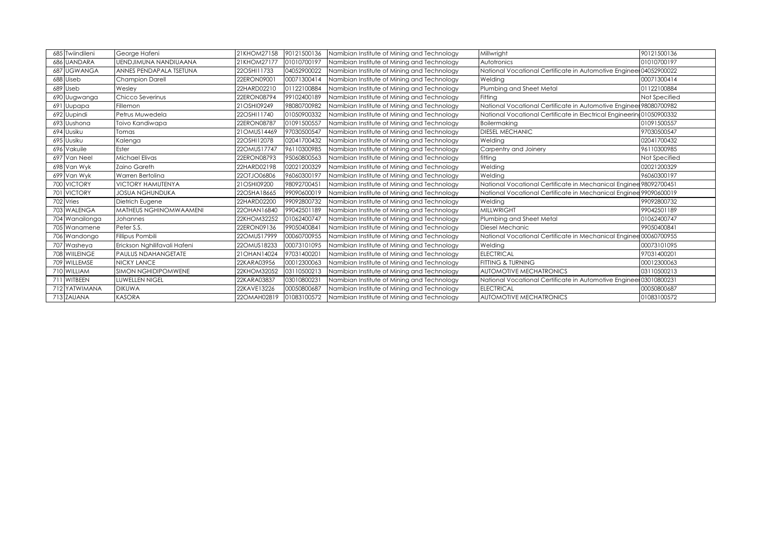| | | | | | | | |
|---|---|---|---|---|---|---|---|
| 685 | Twiindileni | George Hafeni | 21KHOM27158 | 90121500136 | Namibian Institute of Mining and Technology | Millwright | 90121500136 |
| 686 | UANDARA | UENDJIMUNA NANDIUAANA | 21KHOM27177 | 01010700197 | Namibian Institute of Mining and Technology | Autotronics | 01010700197 |
| 687 | UGWANGA | ANNES PENDAPALA TSETUNA | 22OSHI11733 | 04052900022 | Namibian Institute of Mining and Technology | National Vocational Certificate in Automotive Engineer | 04052900022 |
| 688 | Uiseb | Champion Darell | 22ERON09001 | 00071300414 | Namibian Institute of Mining and Technology | Welding | 00071300414 |
| 689 | Useb | Wesley | 22HARD02210 | 01122100884 | Namibian Institute of Mining and Technology | Plumbing and Sheet Metal | 01122100884 |
| 690 | Uugwanga | Chicco Severinus | 22ERON08794 | 99102400189 | Namibian Institute of Mining and Technology | Fitting | Not Specified |
| 691 | Uupapa | Fillemon | 21OSHI09249 | 98080700982 | Namibian Institute of Mining and Technology | National Vocational Certificate in Automotive Engineer | 98080700982 |
| 692 | Uupindi | Petrus Muwedela | 22OSHI11740 | 01050900332 | Namibian Institute of Mining and Technology | National Vocational Certificate in Electrical Engineerin | 01050900332 |
| 693 | Uushona | Toivo Kandiwapa | 22ERON08787 | 01091500557 | Namibian Institute of Mining and Technology | Boilermaking | 01091500557 |
| 694 | Uusiku | Tomas | 21OMUS14469 | 97030500547 | Namibian Institute of Mining and Technology | DIESEL MECHANIC | 97030500547 |
| 695 | Uusiku | Kalenga | 22OSHI12078 | 02041700432 | Namibian Institute of Mining and Technology | Welding | 02041700432 |
| 696 | Vakuile | Ester | 22OMUS17747 | 96110300985 | Namibian Institute of Mining and Technology | Carpentry and Joinery | 96110300985 |
| 697 | Van Neel | Michael Elivas | 22ERON08793 | 95060800563 | Namibian Institute of Mining and Technology | fitting | Not Specified |
| 698 | Van Wyk | Zaino Gareth | 22HARD02198 | 02021200329 | Namibian Institute of Mining and Technology | Welding | 02021200329 |
| 699 | Van Wyk | Warren Bertolina | 22OTJO06806 | 96060300197 | Namibian Institute of Mining and Technology | Welding | 96060300197 |
| 700 | VICTORY | VICTORY HAMUTENYA | 21OSHI09200 | 98092700451 | Namibian Institute of Mining and Technology | National Vocational Certificate in Mechanical Enginee | 98092700451 |
| 701 | VICTORY | JOSUA NGHUNDUKA | 22OSHA18665 | 99090600019 | Namibian Institute of Mining and Technology | National Vocational Certificate in Mechanical Enginee | 99090600019 |
| 702 | Vries | Dietrich Eugene | 22HARD02200 | 99092800732 | Namibian Institute of Mining and Technology | Welding | 99092800732 |
| 703 | WALENGA | MATHEUS NGHINOMWAAMENI | 22OHAN16840 | 99042501189 | Namibian Institute of Mining and Technology | MILLWRIGHT | 99042501189 |
| 704 | Wanailonga | Johannes | 22KHOM32252 | 01062400747 | Namibian Institute of Mining and Technology | Plumbing and Sheet Metal | 01062400747 |
| 705 | Wanamene | Peter S.S. | 22ERON09136 | 99050400841 | Namibian Institute of Mining and Technology | Diesel Mechanic | 99050400841 |
| 706 | Wandongo | Fillipus Pombili | 22OMUS17999 | 00060700955 | Namibian Institute of Mining and Technology | National Vocational Certificate in Mechanical Enginee | 00060700955 |
| 707 | Washeya | Erickson Nghilifavali Hafeni | 22OMUS18233 | 00073101095 | Namibian Institute of Mining and Technology | Welding | 00073101095 |
| 708 | WIILEINGE | PAULUS NDAHANGETATE | 21OHAN14024 | 97031400201 | Namibian Institute of Mining and Technology | ELECTRICAL | 97031400201 |
| 709 | WILLEMSE | NICKY LANCE | 22KARA03956 | 00012300063 | Namibian Institute of Mining and Technology | FITTING & TURNING | 00012300063 |
| 710 | WILLIAM | SIMON NGHIDIPOMWENE | 22KHOM32052 | 03110500213 | Namibian Institute of Mining and Technology | AUTOMOTIVE MECHATRONICS | 03110500213 |
| 711 | WITBEEN | LUWELLEN NIGEL | 22KARA03837 | 03010800231 | Namibian Institute of Mining and Technology | National Vocational Certificate in Automotive Engineer | 03010800231 |
| 712 | YATWIMANA | DIKUWA | 22KAVE13226 | 00050800687 | Namibian Institute of Mining and Technology | ELECTRICAL | 00050800687 |
| 713 | ZAUANA | KASORA | 22OMAH02819 | 01083100572 | Namibian Institute of Mining and Technology | AUTOMOTIVE MECHATRONICS | 01083100572 |